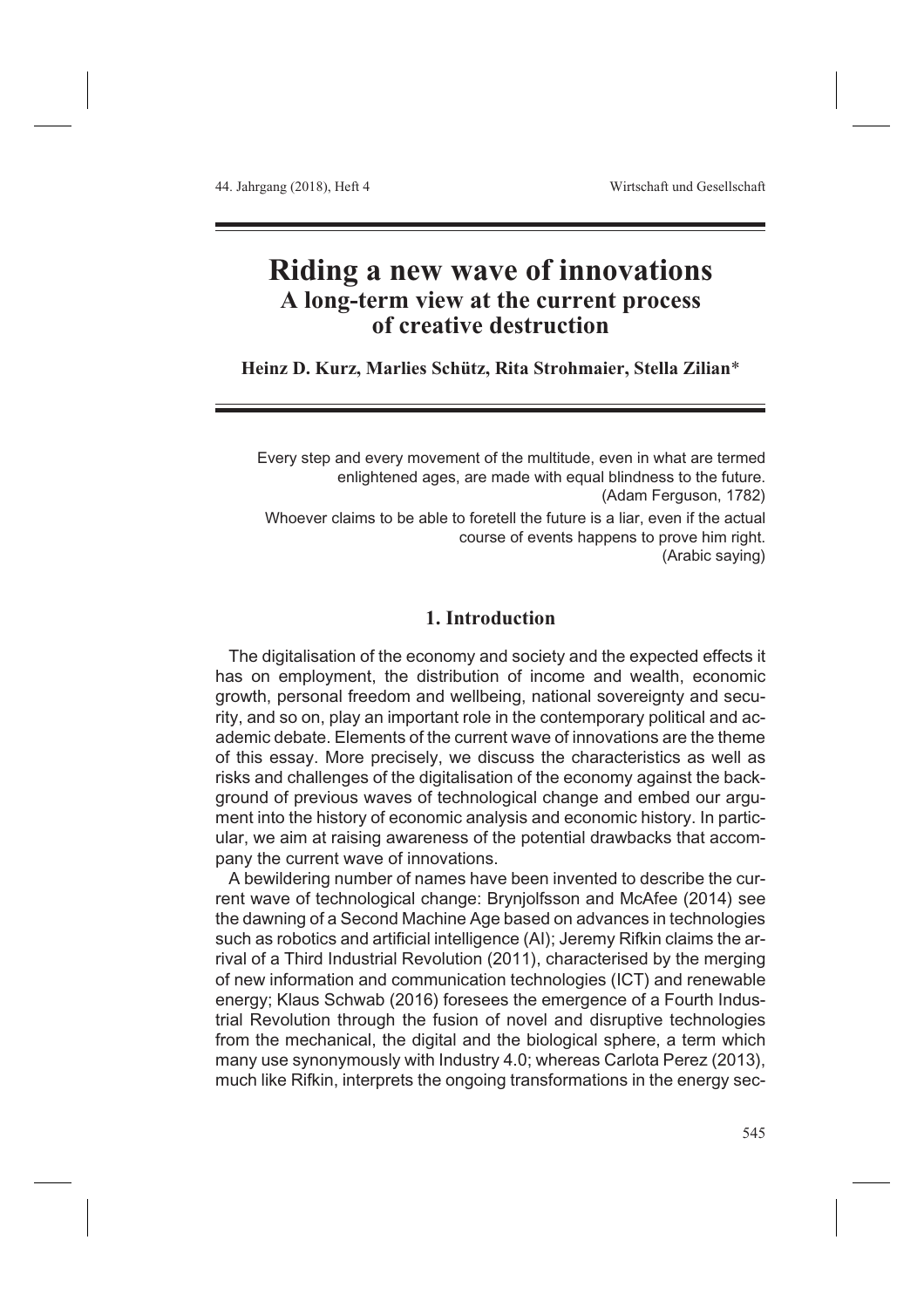# Riding a new wave of innovations
## A long-term view at the current process of creative destruction

**Heinz D. Kurz, Marlies Schütz, Rita Strohmaier, Stella Zilian***

> Every step and every movement of the multitude, even in what are termed enlightened ages, are made with equal blindness to the future.
> (Adam Ferguson, 1782)
>
> Whoever claims to be able to foretell the future is a liar, even if the actual course of events happens to prove him right.
> (Arabic saying)

## 1. Introduction

The digitalisation of the economy and society and the expected effects it has on employment, the distribution of income and wealth, economic growth, personal freedom and wellbeing, national sovereignty and security, and so on, play an important role in the contemporary political and academic debate. Elements of the current wave of innovations are the theme of this essay. More precisely, we discuss the characteristics as well as risks and challenges of the digitalisation of the economy against the background of previous waves of technological change and embed our argument into the history of economic analysis and economic history. In particular, we aim at raising awareness of the potential drawbacks that accompany the current wave of innovations.

A bewildering number of names have been invented to describe the current wave of technological change: Brynjolfsson and McAfee (2014) see the dawning of a Second Machine Age based on advances in technologies such as robotics and artificial intelligence (AI); Jeremy Rifkin claims the arrival of a Third Industrial Revolution (2011), characterised by the merging of new information and communication technologies (ICT) and renewable energy; Klaus Schwab (2016) foresees the emergence of a Fourth Industrial Revolution through the fusion of novel and disruptive technologies from the mechanical, the digital and the biological sphere, a term which many use synonymously with Industry 4.0; whereas Carlota Perez (2013), much like Rifkin, interprets the ongoing transformations in the energy sec-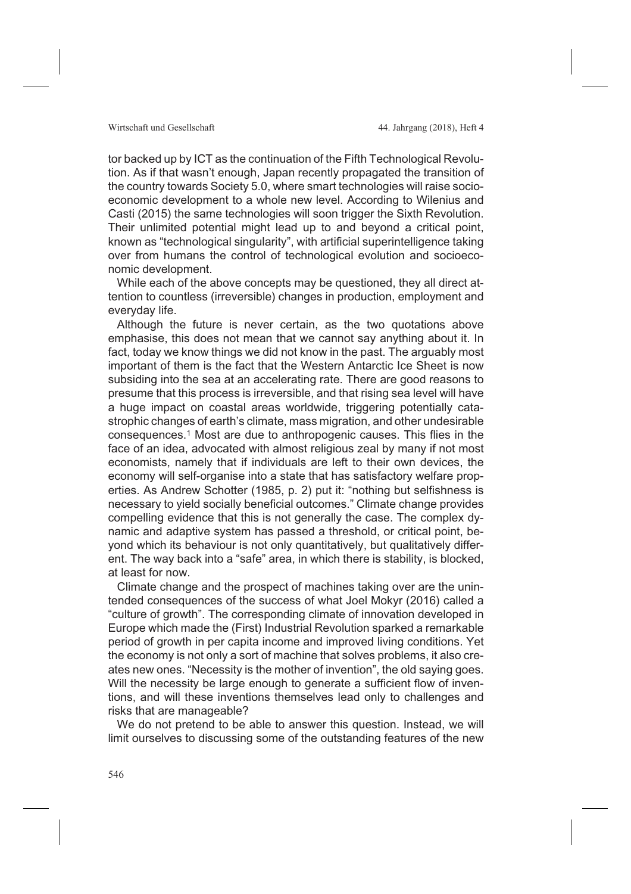tor backed up by ICT as the continuation of the Fifth Technological Revolution. As if that wasn't enough, Japan recently propagated the transition of the country towards Society 5.0, where smart technologies will raise socioeconomic development to a whole new level. According to Wilenius and Casti (2015) the same technologies will soon trigger the Sixth Revolution. Their unlimited potential might lead up to and beyond a critical point, known as "technological singularity", with artificial superintelligence taking over from humans the control of technological evolution and socioeconomic development.

While each of the above concepts may be questioned, they all direct attention to countless (irreversible) changes in production, employment and everyday life.

Although the future is never certain, as the two quotations above emphasise, this does not mean that we cannot say anything about it. In fact, today we know things we did not know in the past. The arguably most important of them is the fact that the Western Antarctic Ice Sheet is now subsiding into the sea at an accelerating rate. There are good reasons to presume that this process is irreversible, and that rising sea level will have a huge impact on coastal areas worldwide, triggering potentially catastrophic changes of earth's climate, mass migration, and other undesirable consequences.[1] Most are due to anthropogenic causes. This flies in the face of an idea, advocated with almost religious zeal by many if not most economists, namely that if individuals are left to their own devices, the economy will self-organise into a state that has satisfactory welfare properties. As Andrew Schotter (1985, p. 2) put it: "nothing but selfishness is necessary to yield socially beneficial outcomes." Climate change provides compelling evidence that this is not generally the case. The complex dynamic and adaptive system has passed a threshold, or critical point, beyond which its behaviour is not only quantitatively, but qualitatively different. The way back into a "safe" area, in which there is stability, is blocked, at least for now.

Climate change and the prospect of machines taking over are the unintended consequences of the success of what Joel Mokyr (2016) called a "culture of growth". The corresponding climate of innovation developed in Europe which made the (First) Industrial Revolution sparked a remarkable period of growth in per capita income and improved living conditions. Yet the economy is not only a sort of machine that solves problems, it also creates new ones. "Necessity is the mother of invention", the old saying goes. Will the necessity be large enough to generate a sufficient flow of inventions, and will these inventions themselves lead only to challenges and risks that are manageable?

We do not pretend to be able to answer this question. Instead, we will limit ourselves to discussing some of the outstanding features of the new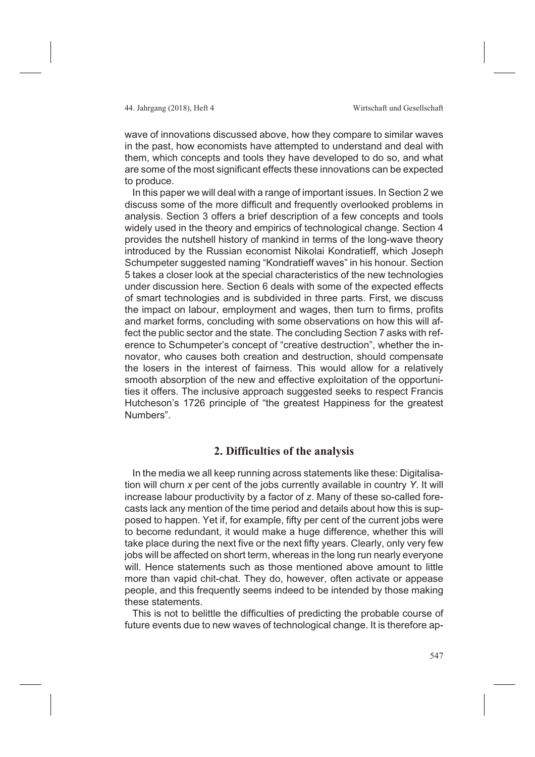wave of innovations discussed above, how they compare to similar waves in the past, how economists have attempted to understand and deal with them, which concepts and tools they have developed to do so, and what are some of the most significant effects these innovations can be expected to produce.

In this paper we will deal with a range of important issues. In Section 2 we discuss some of the more difficult and frequently overlooked problems in analysis. Section 3 offers a brief description of a few concepts and tools widely used in the theory and empirics of technological change. Section 4 provides the nutshell history of mankind in terms of the long-wave theory introduced by the Russian economist Nikolai Kondratieff, which Joseph Schumpeter suggested naming "Kondratieff waves" in his honour. Section 5 takes a closer look at the special characteristics of the new technologies under discussion here. Section 6 deals with some of the expected effects of smart technologies and is subdivided in three parts. First, we discuss the impact on labour, employment and wages, then turn to firms, profits and market forms, concluding with some observations on how this will affect the public sector and the state. The concluding Section 7 asks with reference to Schumpeter's concept of "creative destruction", whether the innovator, who causes both creation and destruction, should compensate the losers in the interest of fairness. This would allow for a relatively smooth absorption of the new and effective exploitation of the opportunities it offers. The inclusive approach suggested seeks to respect Francis Hutcheson's 1726 principle of "the greatest Happiness for the greatest Numbers".

## 2. Difficulties of the analysis

In the media we all keep running across statements like these: Digitalisation will churn *x* per cent of the jobs currently available in country *Y*. It will increase labour productivity by a factor of *z*. Many of these so-called forecasts lack any mention of the time period and details about how this is supposed to happen. Yet if, for example, fifty per cent of the current jobs were to become redundant, it would make a huge difference, whether this will take place during the next five or the next fifty years. Clearly, only very few jobs will be affected on short term, whereas in the long run nearly everyone will. Hence statements such as those mentioned above amount to little more than vapid chit-chat. They do, however, often activate or appease people, and this frequently seems indeed to be intended by those making these statements.

This is not to belittle the difficulties of predicting the probable course of future events due to new waves of technological change. It is therefore ap-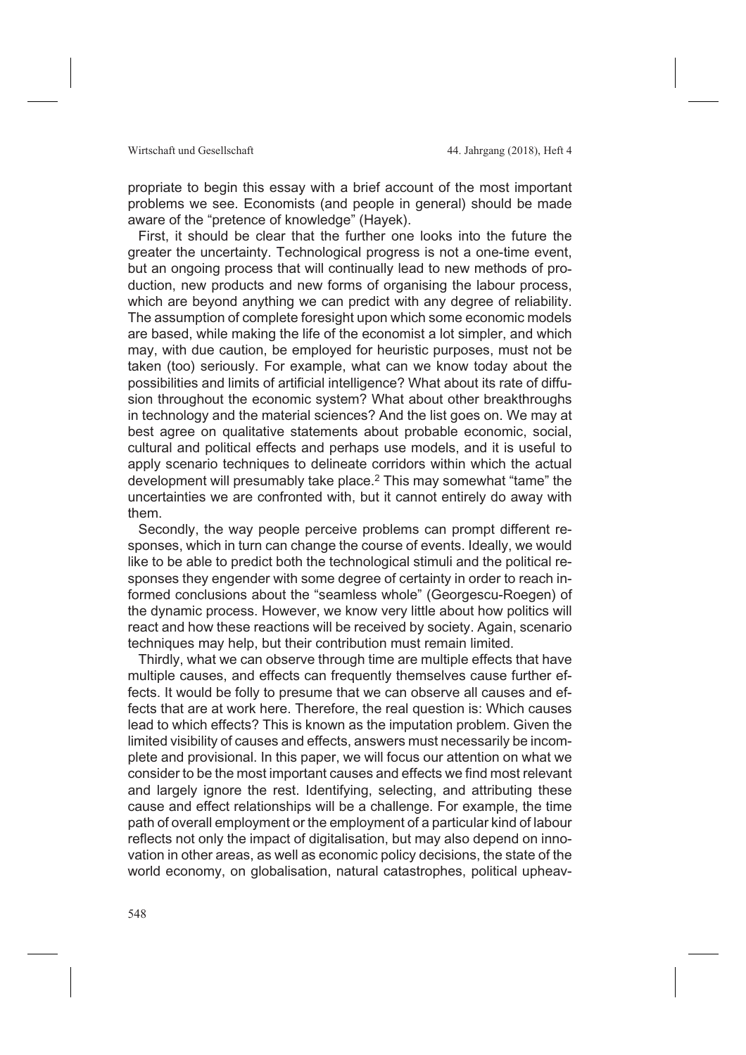propriate to begin this essay with a brief account of the most important problems we see. Economists (and people in general) should be made aware of the "pretence of knowledge" (Hayek).

First, it should be clear that the further one looks into the future the greater the uncertainty. Technological progress is not a one-time event, but an ongoing process that will continually lead to new methods of production, new products and new forms of organising the labour process, which are beyond anything we can predict with any degree of reliability. The assumption of complete foresight upon which some economic models are based, while making the life of the economist a lot simpler, and which may, with due caution, be employed for heuristic purposes, must not be taken (too) seriously. For example, what can we know today about the possibilities and limits of artificial intelligence? What about its rate of diffusion throughout the economic system? What about other breakthroughs in technology and the material sciences? And the list goes on. We may at best agree on qualitative statements about probable economic, social, cultural and political effects and perhaps use models, and it is useful to apply scenario techniques to delineate corridors within which the actual development will presumably take place.[2] This may somewhat "tame" the uncertainties we are confronted with, but it cannot entirely do away with them.

Secondly, the way people perceive problems can prompt different responses, which in turn can change the course of events. Ideally, we would like to be able to predict both the technological stimuli and the political responses they engender with some degree of certainty in order to reach informed conclusions about the "seamless whole" (Georgescu-Roegen) of the dynamic process. However, we know very little about how politics will react and how these reactions will be received by society. Again, scenario techniques may help, but their contribution must remain limited.

Thirdly, what we can observe through time are multiple effects that have multiple causes, and effects can frequently themselves cause further effects. It would be folly to presume that we can observe all causes and effects that are at work here. Therefore, the real question is: Which causes lead to which effects? This is known as the imputation problem. Given the limited visibility of causes and effects, answers must necessarily be incomplete and provisional. In this paper, we will focus our attention on what we consider to be the most important causes and effects we find most relevant and largely ignore the rest. Identifying, selecting, and attributing these cause and effect relationships will be a challenge. For example, the time path of overall employment or the employment of a particular kind of labour reflects not only the impact of digitalisation, but may also depend on innovation in other areas, as well as economic policy decisions, the state of the world economy, on globalisation, natural catastrophes, political upheav-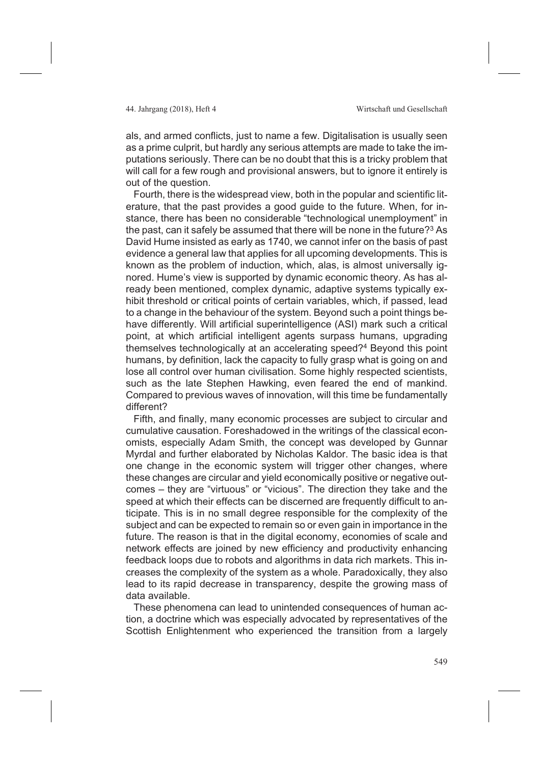als, and armed conflicts, just to name a few. Digitalisation is usually seen as a prime culprit, but hardly any serious attempts are made to take the imputations seriously. There can be no doubt that this is a tricky problem that will call for a few rough and provisional answers, but to ignore it entirely is out of the question.

Fourth, there is the widespread view, both in the popular and scientific literature, that the past provides a good guide to the future. When, for instance, there has been no considerable "technological unemployment" in the past, can it safely be assumed that there will be none in the future?[3] As David Hume insisted as early as 1740, we cannot infer on the basis of past evidence a general law that applies for all upcoming developments. This is known as the problem of induction, which, alas, is almost universally ignored. Hume's view is supported by dynamic economic theory. As has already been mentioned, complex dynamic, adaptive systems typically exhibit threshold or critical points of certain variables, which, if passed, lead to a change in the behaviour of the system. Beyond such a point things behave differently. Will artificial superintelligence (ASI) mark such a critical point, at which artificial intelligent agents surpass humans, upgrading themselves technologically at an accelerating speed?[4] Beyond this point humans, by definition, lack the capacity to fully grasp what is going on and lose all control over human civilisation. Some highly respected scientists, such as the late Stephen Hawking, even feared the end of mankind. Compared to previous waves of innovation, will this time be fundamentally different?

Fifth, and finally, many economic processes are subject to circular and cumulative causation. Foreshadowed in the writings of the classical economists, especially Adam Smith, the concept was developed by Gunnar Myrdal and further elaborated by Nicholas Kaldor. The basic idea is that one change in the economic system will trigger other changes, where these changes are circular and yield economically positive or negative outcomes – they are "virtuous" or "vicious". The direction they take and the speed at which their effects can be discerned are frequently difficult to anticipate. This is in no small degree responsible for the complexity of the subject and can be expected to remain so or even gain in importance in the future. The reason is that in the digital economy, economies of scale and network effects are joined by new efficiency and productivity enhancing feedback loops due to robots and algorithms in data rich markets. This increases the complexity of the system as a whole. Paradoxically, they also lead to its rapid decrease in transparency, despite the growing mass of data available.

These phenomena can lead to unintended consequences of human action, a doctrine which was especially advocated by representatives of the Scottish Enlightenment who experienced the transition from a largely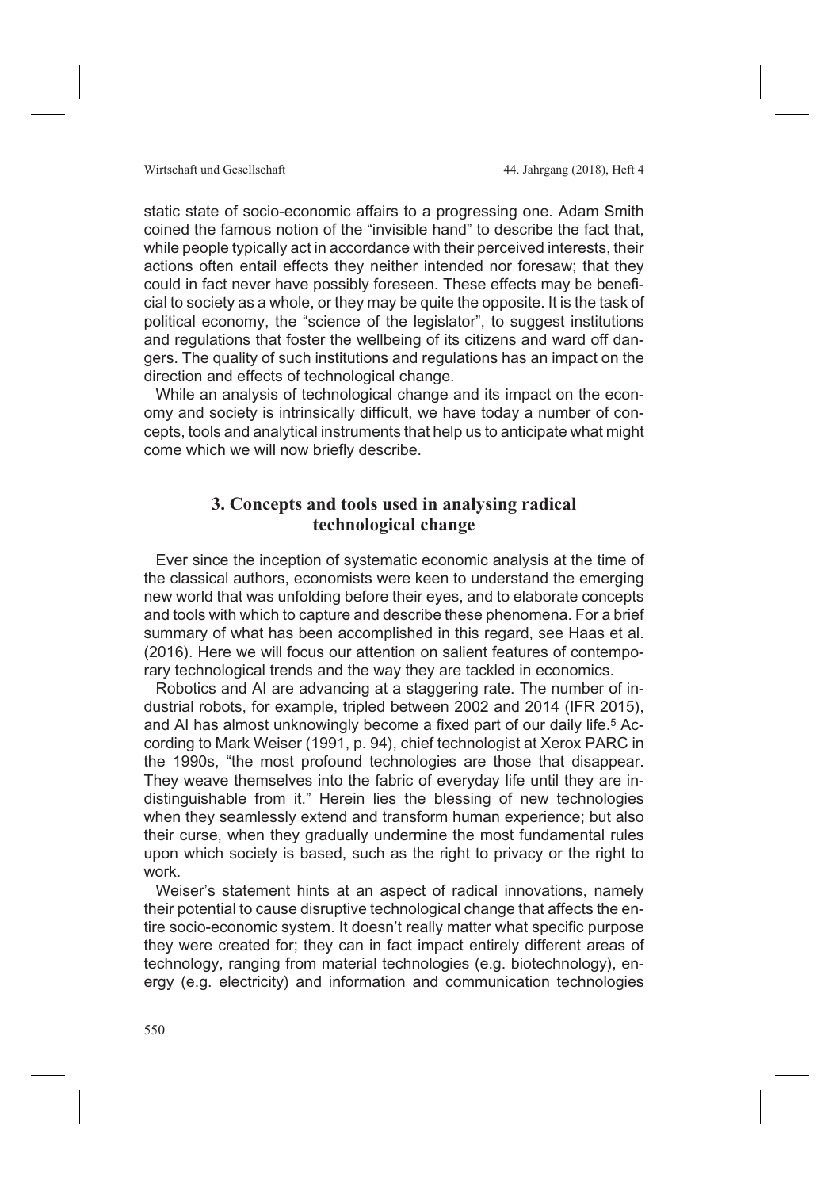static state of socio-economic affairs to a progressing one. Adam Smith coined the famous notion of the "invisible hand" to describe the fact that, while people typically act in accordance with their perceived interests, their actions often entail effects they neither intended nor foresaw; that they could in fact never have possibly foreseen. These effects may be beneficial to society as a whole, or they may be quite the opposite. It is the task of political economy, the "science of the legislator", to suggest institutions and regulations that foster the wellbeing of its citizens and ward off dangers. The quality of such institutions and regulations has an impact on the direction and effects of technological change.

While an analysis of technological change and its impact on the economy and society is intrinsically difficult, we have today a number of concepts, tools and analytical instruments that help us to anticipate what might come which we will now briefly describe.

## 3. Concepts and tools used in analysing radical technological change

Ever since the inception of systematic economic analysis at the time of the classical authors, economists were keen to understand the emerging new world that was unfolding before their eyes, and to elaborate concepts and tools with which to capture and describe these phenomena. For a brief summary of what has been accomplished in this regard, see Haas et al. (2016). Here we will focus our attention on salient features of contemporary technological trends and the way they are tackled in economics.

Robotics and AI are advancing at a staggering rate. The number of industrial robots, for example, tripled between 2002 and 2014 (IFR 2015), and AI has almost unknowingly become a fixed part of our daily life.[5] According to Mark Weiser (1991, p. 94), chief technologist at Xerox PARC in the 1990s, "the most profound technologies are those that disappear. They weave themselves into the fabric of everyday life until they are indistinguishable from it." Herein lies the blessing of new technologies when they seamlessly extend and transform human experience; but also their curse, when they gradually undermine the most fundamental rules upon which society is based, such as the right to privacy or the right to work.

Weiser's statement hints at an aspect of radical innovations, namely their potential to cause disruptive technological change that affects the entire socio-economic system. It doesn't really matter what specific purpose they were created for; they can in fact impact entirely different areas of technology, ranging from material technologies (e.g. biotechnology), energy (e.g. electricity) and information and communication technologies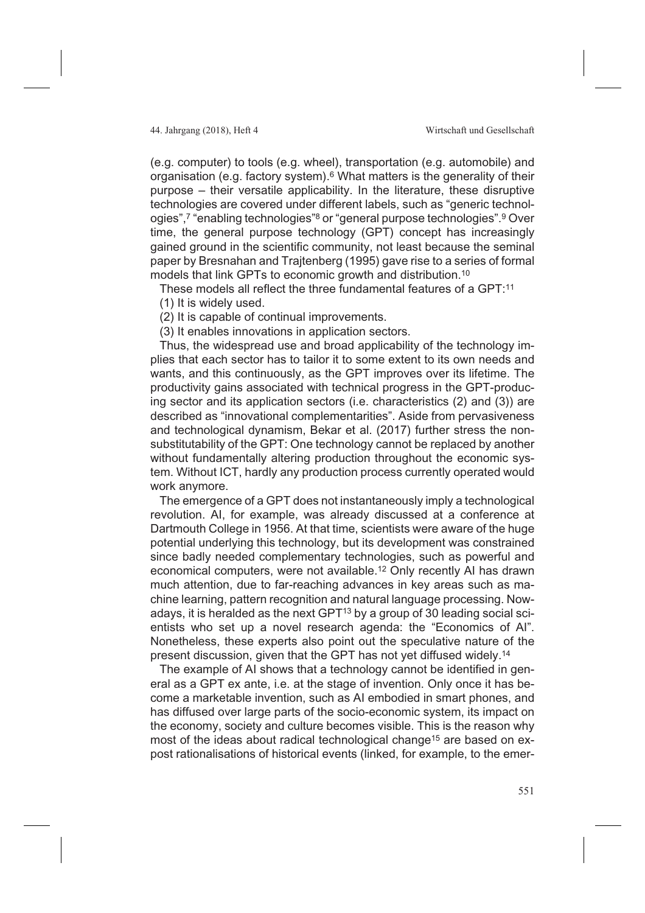(e.g. computer) to tools (e.g. wheel), transportation (e.g. automobile) and organisation (e.g. factory system).[6] What matters is the generality of their purpose – their versatile applicability. In the literature, these disruptive technologies are covered under different labels, such as "generic technologies",[7] "enabling technologies"[8] or "general purpose technologies".[9] Over time, the general purpose technology (GPT) concept has increasingly gained ground in the scientific community, not least because the seminal paper by Bresnahan and Trajtenberg (1995) gave rise to a series of formal models that link GPTs to economic growth and distribution.[10]

These models all reflect the three fundamental features of a GPT:[11]

(1) It is widely used.

(2) It is capable of continual improvements.

(3) It enables innovations in application sectors.

Thus, the widespread use and broad applicability of the technology implies that each sector has to tailor it to some extent to its own needs and wants, and this continuously, as the GPT improves over its lifetime. The productivity gains associated with technical progress in the GPT-producing sector and its application sectors (i.e. characteristics (2) and (3)) are described as "innovational complementarities". Aside from pervasiveness and technological dynamism, Bekar et al. (2017) further stress the non-substitutability of the GPT: One technology cannot be replaced by another without fundamentally altering production throughout the economic system. Without ICT, hardly any production process currently operated would work anymore.

The emergence of a GPT does not instantaneously imply a technological revolution. AI, for example, was already discussed at a conference at Dartmouth College in 1956. At that time, scientists were aware of the huge potential underlying this technology, but its development was constrained since badly needed complementary technologies, such as powerful and economical computers, were not available.[12] Only recently AI has drawn much attention, due to far-reaching advances in key areas such as machine learning, pattern recognition and natural language processing. Nowadays, it is heralded as the next GPT[13] by a group of 30 leading social scientists who set up a novel research agenda: the "Economics of AI". Nonetheless, these experts also point out the speculative nature of the present discussion, given that the GPT has not yet diffused widely.[14]

The example of AI shows that a technology cannot be identified in general as a GPT ex ante, i.e. at the stage of invention. Only once it has become a marketable invention, such as AI embodied in smart phones, and has diffused over large parts of the socio-economic system, its impact on the economy, society and culture becomes visible. This is the reason why most of the ideas about radical technological change[15] are based on ex-post rationalisations of historical events (linked, for example, to the emer-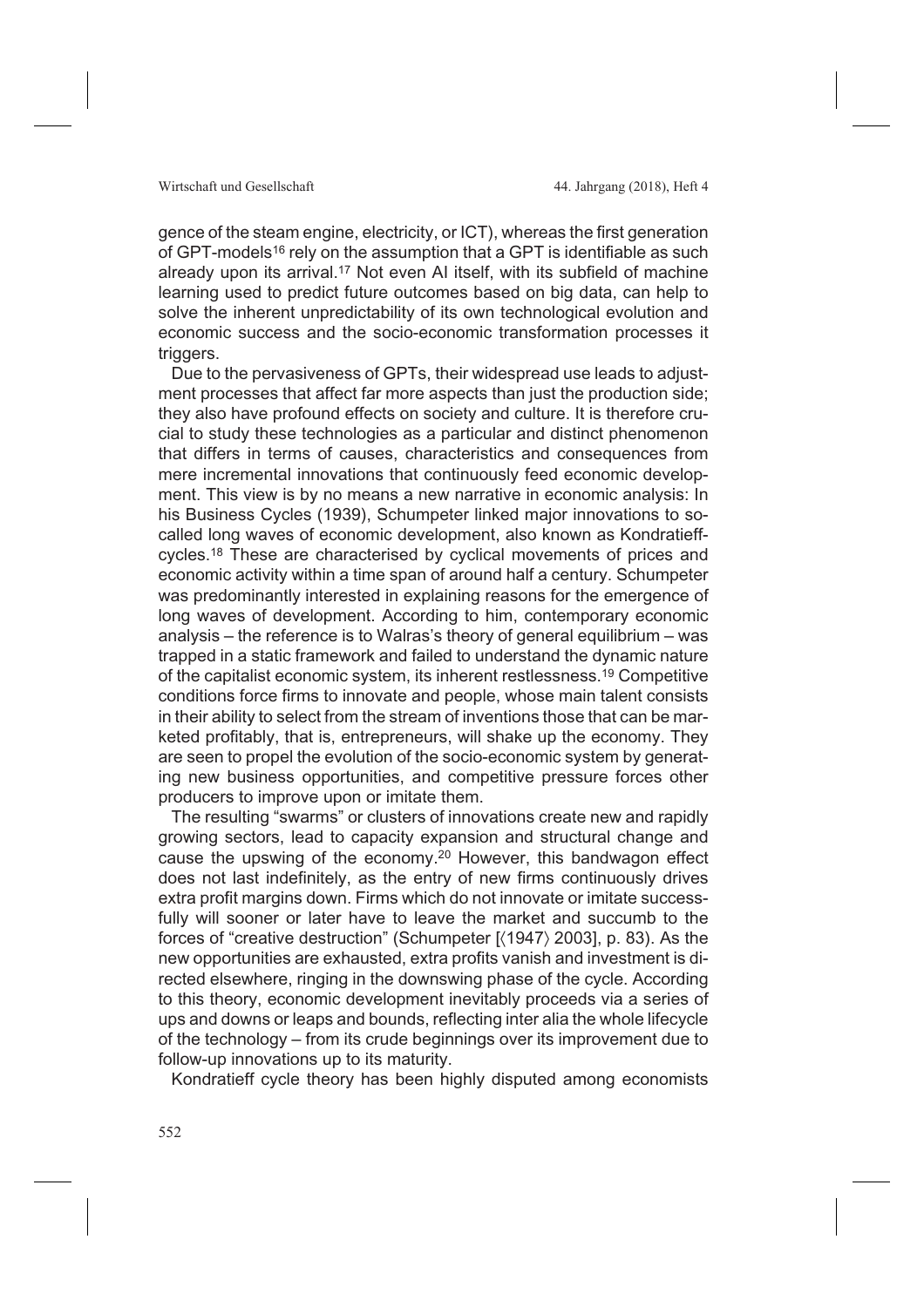gence of the steam engine, electricity, or ICT), whereas the first generation of GPT-models[16] rely on the assumption that a GPT is identifiable as such already upon its arrival.[17] Not even AI itself, with its subfield of machine learning used to predict future outcomes based on big data, can help to solve the inherent unpredictability of its own technological evolution and economic success and the socio-economic transformation processes it triggers.

Due to the pervasiveness of GPTs, their widespread use leads to adjustment processes that affect far more aspects than just the production side; they also have profound effects on society and culture. It is therefore crucial to study these technologies as a particular and distinct phenomenon that differs in terms of causes, characteristics and consequences from mere incremental innovations that continuously feed economic development. This view is by no means a new narrative in economic analysis: In his Business Cycles (1939), Schumpeter linked major innovations to so-called long waves of economic development, also known as Kondratieff-cycles.[18] These are characterised by cyclical movements of prices and economic activity within a time span of around half a century. Schumpeter was predominantly interested in explaining reasons for the emergence of long waves of development. According to him, contemporary economic analysis – the reference is to Walras's theory of general equilibrium – was trapped in a static framework and failed to understand the dynamic nature of the capitalist economic system, its inherent restlessness.[19] Competitive conditions force firms to innovate and people, whose main talent consists in their ability to select from the stream of inventions those that can be marketed profitably, that is, entrepreneurs, will shake up the economy. They are seen to propel the evolution of the socio-economic system by generating new business opportunities, and competitive pressure forces other producers to improve upon or imitate them.

The resulting "swarms" or clusters of innovations create new and rapidly growing sectors, lead to capacity expansion and structural change and cause the upswing of the economy.[20] However, this bandwagon effect does not last indefinitely, as the entry of new firms continuously drives extra profit margins down. Firms which do not innovate or imitate successfully will sooner or later have to leave the market and succumb to the forces of "creative destruction" (Schumpeter [⟨1947⟩ 2003], p. 83). As the new opportunities are exhausted, extra profits vanish and investment is directed elsewhere, ringing in the downswing phase of the cycle. According to this theory, economic development inevitably proceeds via a series of ups and downs or leaps and bounds, reflecting inter alia the whole lifecycle of the technology – from its crude beginnings over its improvement due to follow-up innovations up to its maturity.

Kondratieff cycle theory has been highly disputed among economists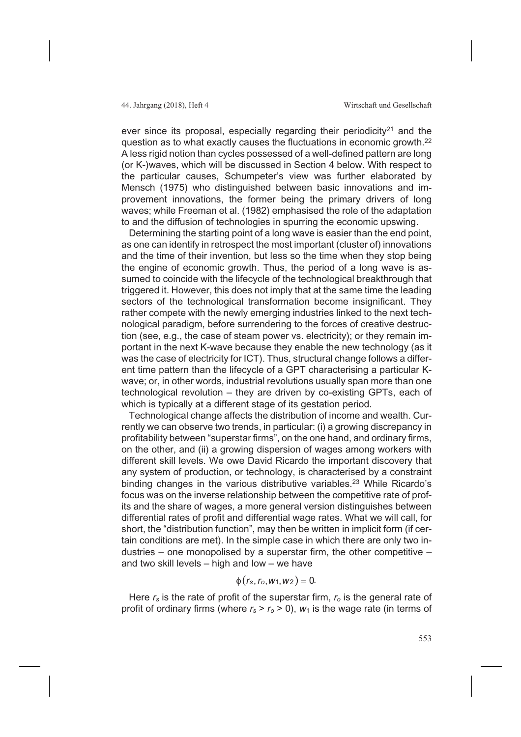ever since its proposal, especially regarding their periodicity[21] and the question as to what exactly causes the fluctuations in economic growth.[22] A less rigid notion than cycles possessed of a well-defined pattern are long (or K-)waves, which will be discussed in Section 4 below. With respect to the particular causes, Schumpeter's view was further elaborated by Mensch (1975) who distinguished between basic innovations and improvement innovations, the former being the primary drivers of long waves; while Freeman et al. (1982) emphasised the role of the adaptation to and the diffusion of technologies in spurring the economic upswing.

Determining the starting point of a long wave is easier than the end point, as one can identify in retrospect the most important (cluster of) innovations and the time of their invention, but less so the time when they stop being the engine of economic growth. Thus, the period of a long wave is assumed to coincide with the lifecycle of the technological breakthrough that triggered it. However, this does not imply that at the same time the leading sectors of the technological transformation become insignificant. They rather compete with the newly emerging industries linked to the next technological paradigm, before surrendering to the forces of creative destruction (see, e.g., the case of steam power vs. electricity); or they remain important in the next K-wave because they enable the new technology (as it was the case of electricity for ICT). Thus, structural change follows a different time pattern than the lifecycle of a GPT characterising a particular K-wave; or, in other words, industrial revolutions usually span more than one technological revolution – they are driven by co-existing GPTs, each of which is typically at a different stage of its gestation period.

Technological change affects the distribution of income and wealth. Currently we can observe two trends, in particular: (i) a growing discrepancy in profitability between "superstar firms", on the one hand, and ordinary firms, on the other, and (ii) a growing dispersion of wages among workers with different skill levels. We owe David Ricardo the important discovery that any system of production, or technology, is characterised by a constraint binding changes in the various distributive variables.[23] While Ricardo's focus was on the inverse relationship between the competitive rate of profits and the share of wages, a more general version distinguishes between differential rates of profit and differential wage rates. What we will call, for short, the "distribution function", may then be written in implicit form (if certain conditions are met). In the simple case in which there are only two industries – one monopolised by a superstar firm, the other competitive – and two skill levels – high and low – we have

$$\phi(r_s, r_o, w_1, w_2) = 0.$$

Here $r_s$ is the rate of profit of the superstar firm, $r_o$ is the general rate of profit of ordinary firms (where $r_s > r_o > 0$), $w_1$ is the wage rate (in terms of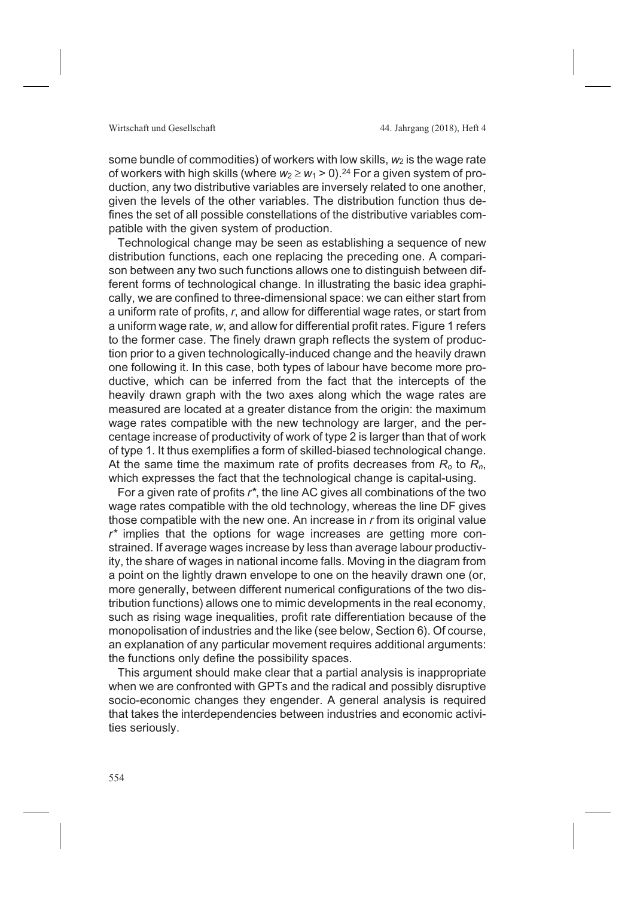some bundle of commodities) of workers with low skills, $w_2$ is the wage rate of workers with high skills (where $w_2 \geq w_1 > 0$).[24] For a given system of production, any two distributive variables are inversely related to one another, given the levels of the other variables. The distribution function thus defines the set of all possible constellations of the distributive variables compatible with the given system of production.

Technological change may be seen as establishing a sequence of new distribution functions, each one replacing the preceding one. A comparison between any two such functions allows one to distinguish between different forms of technological change. In illustrating the basic idea graphically, we are confined to three-dimensional space: we can either start from a uniform rate of profits, $r$, and allow for differential wage rates, or start from a uniform wage rate, $w$, and allow for differential profit rates. Figure 1 refers to the former case. The finely drawn graph reflects the system of production prior to a given technologically-induced change and the heavily drawn one following it. In this case, both types of labour have become more productive, which can be inferred from the fact that the intercepts of the heavily drawn graph with the two axes along which the wage rates are measured are located at a greater distance from the origin: the maximum wage rates compatible with the new technology are larger, and the percentage increase of productivity of work of type 2 is larger than that of work of type 1. It thus exemplifies a form of skilled-biased technological change. At the same time the maximum rate of profits decreases from $R_o$ to $R_n$, which expresses the fact that the technological change is capital-using.

For a given rate of profits $r^*$, the line AC gives all combinations of the two wage rates compatible with the old technology, whereas the line DF gives those compatible with the new one. An increase in $r$ from its original value $r^*$ implies that the options for wage increases are getting more constrained. If average wages increase by less than average labour productivity, the share of wages in national income falls. Moving in the diagram from a point on the lightly drawn envelope to one on the heavily drawn one (or, more generally, between different numerical configurations of the two distribution functions) allows one to mimic developments in the real economy, such as rising wage inequalities, profit rate differentiation because of the monopolisation of industries and the like (see below, Section 6). Of course, an explanation of any particular movement requires additional arguments: the functions only define the possibility spaces.

This argument should make clear that a partial analysis is inappropriate when we are confronted with GPTs and the radical and possibly disruptive socio-economic changes they engender. A general analysis is required that takes the interdependencies between industries and economic activities seriously.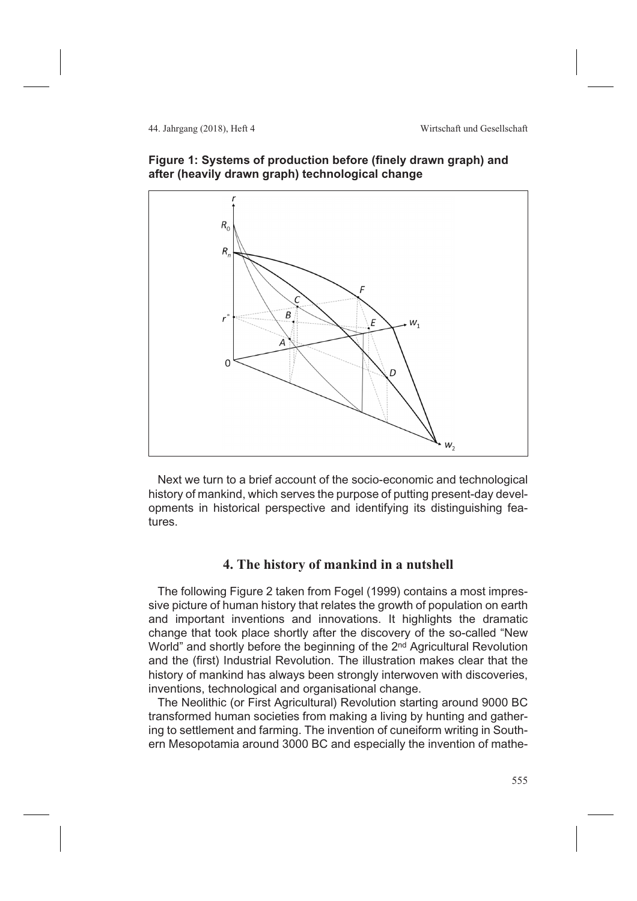**Figure 1: Systems of production before (finely drawn graph) and after (heavily drawn graph) technological change**

Next we turn to a brief account of the socio-economic and technological history of mankind, which serves the purpose of putting present-day developments in historical perspective and identifying its distinguishing features.

## 4. The history of mankind in a nutshell

The following Figure 2 taken from Fogel (1999) contains a most impressive picture of human history that relates the growth of population on earth and important inventions and innovations. It highlights the dramatic change that took place shortly after the discovery of the so-called "New World" and shortly before the beginning of the 2nd Agricultural Revolution and the (first) Industrial Revolution. The illustration makes clear that the history of mankind has always been strongly interwoven with discoveries, inventions, technological and organisational change.

The Neolithic (or First Agricultural) Revolution starting around 9000 BC transformed human societies from making a living by hunting and gathering to settlement and farming. The invention of cuneiform writing in Southern Mesopotamia around 3000 BC and especially the invention of mathe-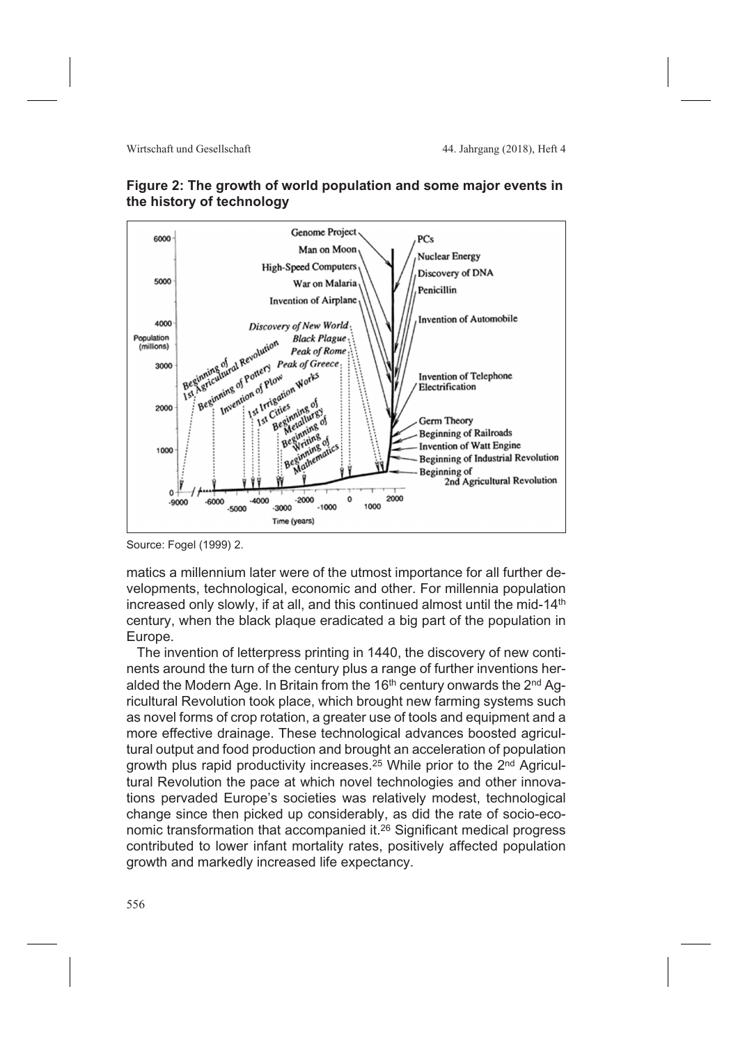**Figure 2: The growth of world population and some major events in the history of technology**

Source: Fogel (1999) 2.

matics a millennium later were of the utmost importance for all further developments, technological, economic and other. For millennia population increased only slowly, if at all, and this continued almost until the mid-14th century, when the black plaque eradicated a big part of the population in Europe.

The invention of letterpress printing in 1440, the discovery of new continents around the turn of the century plus a range of further inventions heralded the Modern Age. In Britain from the 16th century onwards the 2nd Agricultural Revolution took place, which brought new farming systems such as novel forms of crop rotation, a greater use of tools and equipment and a more effective drainage. These technological advances boosted agricultural output and food production and brought an acceleration of population growth plus rapid productivity increases.[25] While prior to the 2nd Agricultural Revolution the pace at which novel technologies and other innovations pervaded Europe's societies was relatively modest, technological change since then picked up considerably, as did the rate of socio-economic transformation that accompanied it.[26] Significant medical progress contributed to lower infant mortality rates, positively affected population growth and markedly increased life expectancy.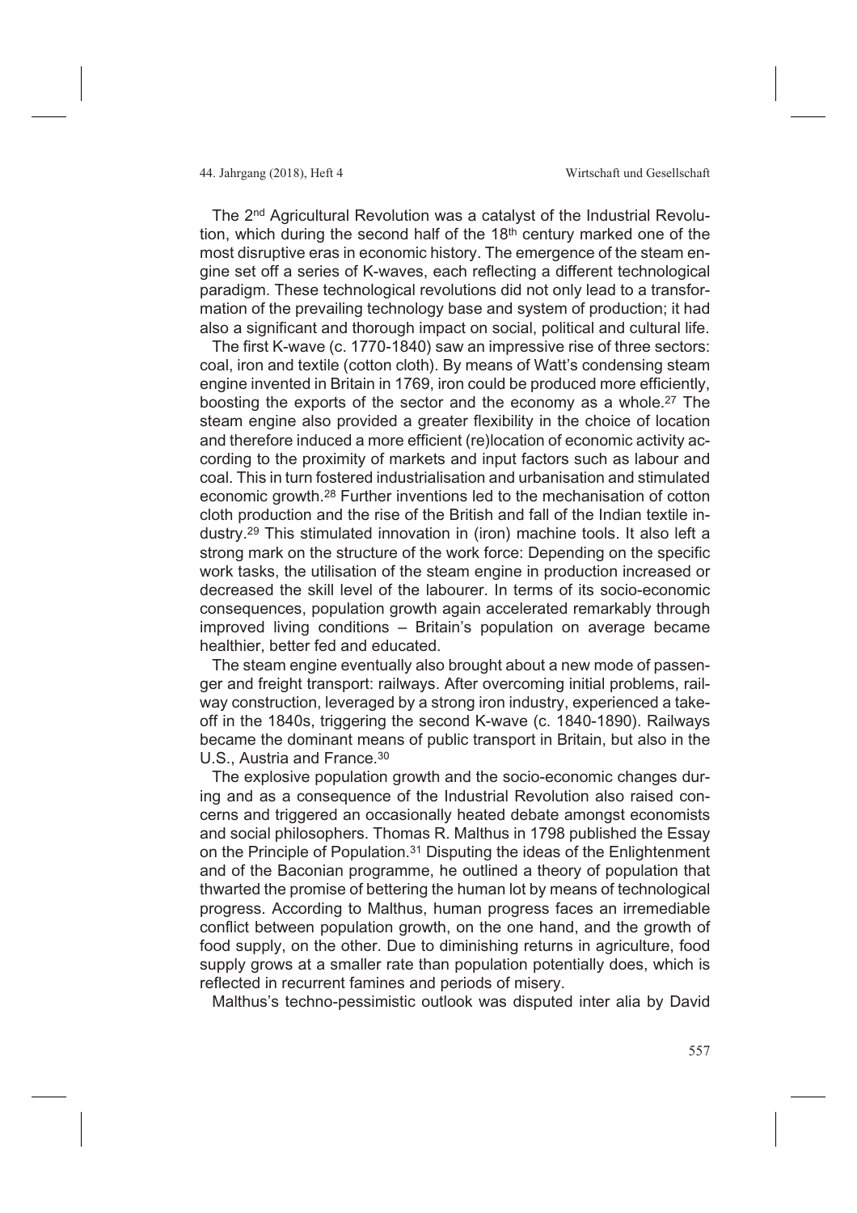The 2nd Agricultural Revolution was a catalyst of the Industrial Revolution, which during the second half of the 18th century marked one of the most disruptive eras in economic history. The emergence of the steam engine set off a series of K-waves, each reflecting a different technological paradigm. These technological revolutions did not only lead to a transformation of the prevailing technology base and system of production; it had also a significant and thorough impact on social, political and cultural life.

The first K-wave (c. 1770-1840) saw an impressive rise of three sectors: coal, iron and textile (cotton cloth). By means of Watt's condensing steam engine invented in Britain in 1769, iron could be produced more efficiently, boosting the exports of the sector and the economy as a whole.[27] The steam engine also provided a greater flexibility in the choice of location and therefore induced a more efficient (re)location of economic activity according to the proximity of markets and input factors such as labour and coal. This in turn fostered industrialisation and urbanisation and stimulated economic growth.[28] Further inventions led to the mechanisation of cotton cloth production and the rise of the British and fall of the Indian textile industry.[29] This stimulated innovation in (iron) machine tools. It also left a strong mark on the structure of the work force: Depending on the specific work tasks, the utilisation of the steam engine in production increased or decreased the skill level of the labourer. In terms of its socio-economic consequences, population growth again accelerated remarkably through improved living conditions – Britain's population on average became healthier, better fed and educated.

The steam engine eventually also brought about a new mode of passenger and freight transport: railways. After overcoming initial problems, railway construction, leveraged by a strong iron industry, experienced a take-off in the 1840s, triggering the second K-wave (c. 1840-1890). Railways became the dominant means of public transport in Britain, but also in the U.S., Austria and France.[30]

The explosive population growth and the socio-economic changes during and as a consequence of the Industrial Revolution also raised concerns and triggered an occasionally heated debate amongst economists and social philosophers. Thomas R. Malthus in 1798 published the Essay on the Principle of Population.[31] Disputing the ideas of the Enlightenment and of the Baconian programme, he outlined a theory of population that thwarted the promise of bettering the human lot by means of technological progress. According to Malthus, human progress faces an irremediable conflict between population growth, on the one hand, and the growth of food supply, on the other. Due to diminishing returns in agriculture, food supply grows at a smaller rate than population potentially does, which is reflected in recurrent famines and periods of misery.

Malthus's techno-pessimistic outlook was disputed inter alia by David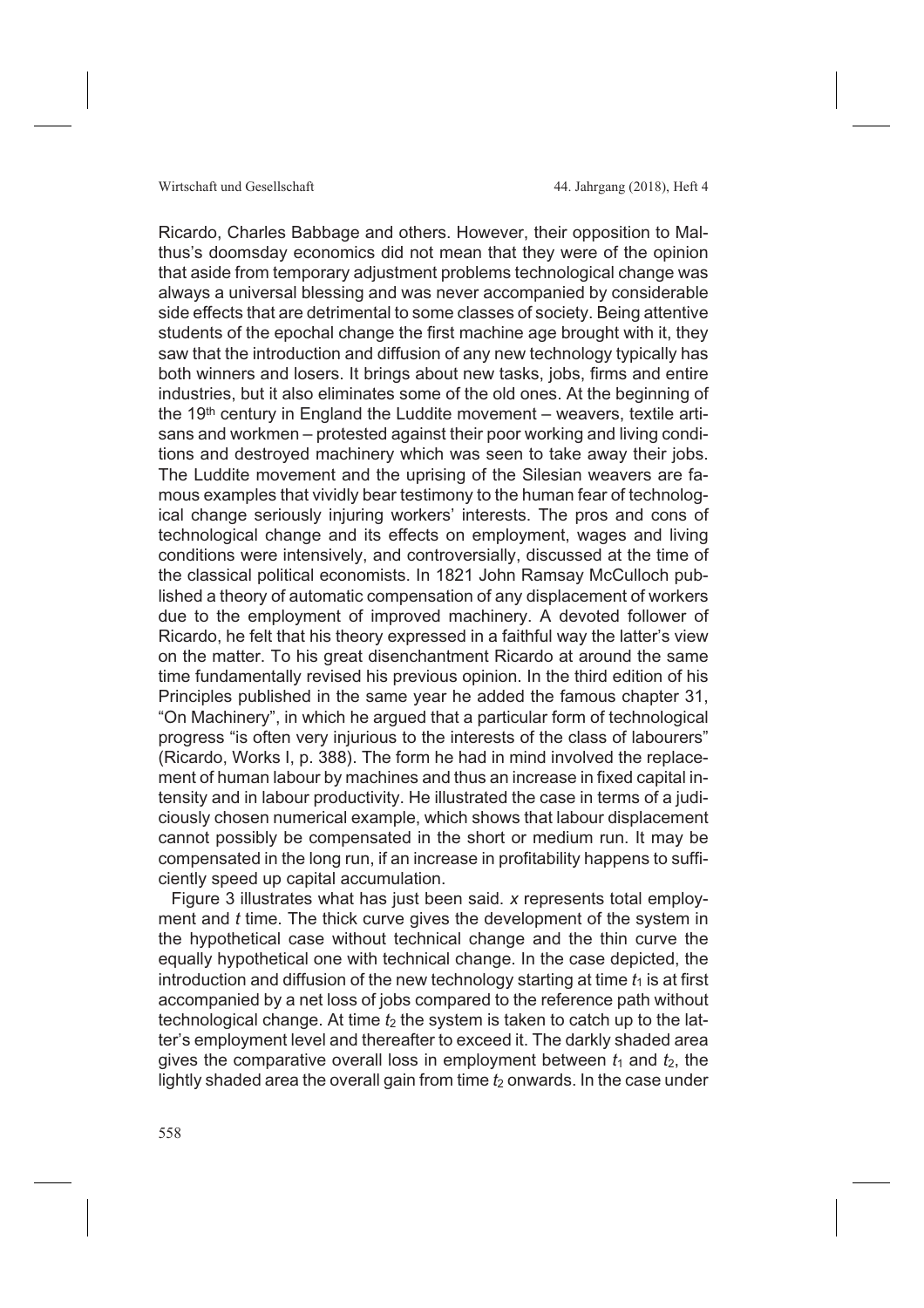Ricardo, Charles Babbage and others. However, their opposition to Malthus's doomsday economics did not mean that they were of the opinion that aside from temporary adjustment problems technological change was always a universal blessing and was never accompanied by considerable side effects that are detrimental to some classes of society. Being attentive students of the epochal change the first machine age brought with it, they saw that the introduction and diffusion of any new technology typically has both winners and losers. It brings about new tasks, jobs, firms and entire industries, but it also eliminates some of the old ones. At the beginning of the 19th century in England the Luddite movement – weavers, textile artisans and workmen – protested against their poor working and living conditions and destroyed machinery which was seen to take away their jobs. The Luddite movement and the uprising of the Silesian weavers are famous examples that vividly bear testimony to the human fear of technological change seriously injuring workers' interests. The pros and cons of technological change and its effects on employment, wages and living conditions were intensively, and controversially, discussed at the time of the classical political economists. In 1821 John Ramsay McCulloch published a theory of automatic compensation of any displacement of workers due to the employment of improved machinery. A devoted follower of Ricardo, he felt that his theory expressed in a faithful way the latter's view on the matter. To his great disenchantment Ricardo at around the same time fundamentally revised his previous opinion. In the third edition of his Principles published in the same year he added the famous chapter 31, "On Machinery", in which he argued that a particular form of technological progress "is often very injurious to the interests of the class of labourers" (Ricardo, Works I, p. 388). The form he had in mind involved the replacement of human labour by machines and thus an increase in fixed capital intensity and in labour productivity. He illustrated the case in terms of a judiciously chosen numerical example, which shows that labour displacement cannot possibly be compensated in the short or medium run. It may be compensated in the long run, if an increase in profitability happens to sufficiently speed up capital accumulation.

Figure 3 illustrates what has just been said. $x$ represents total employment and $t$ time. The thick curve gives the development of the system in the hypothetical case without technical change and the thin curve the equally hypothetical one with technical change. In the case depicted, the introduction and diffusion of the new technology starting at time $t_1$ is at first accompanied by a net loss of jobs compared to the reference path without technological change. At time $t_2$ the system is taken to catch up to the latter's employment level and thereafter to exceed it. The darkly shaded area gives the comparative overall loss in employment between $t_1$ and $t_2$, the lightly shaded area the overall gain from time $t_2$ onwards. In the case under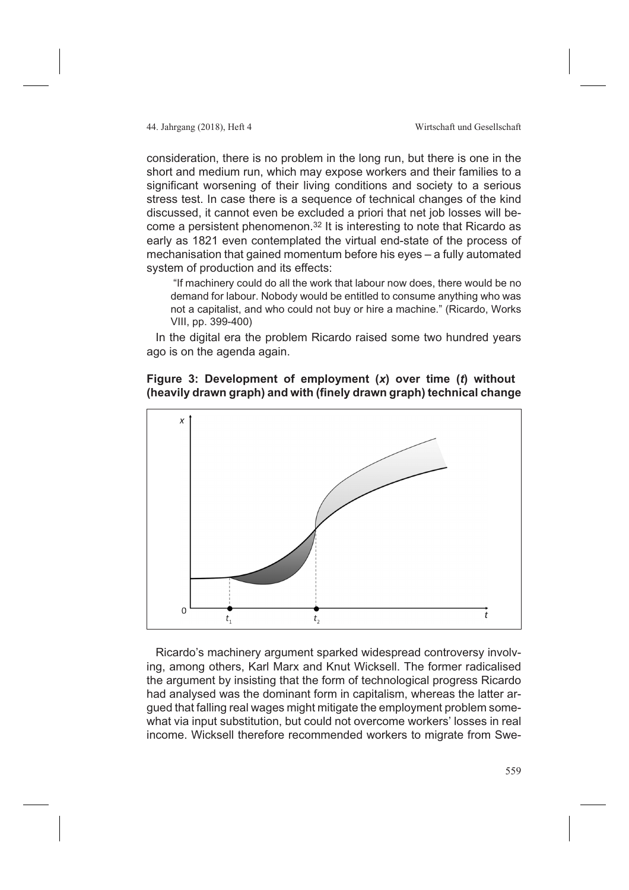consideration, there is no problem in the long run, but there is one in the short and medium run, which may expose workers and their families to a significant worsening of their living conditions and society to a serious stress test. In case there is a sequence of technical changes of the kind discussed, it cannot even be excluded a priori that net job losses will become a persistent phenomenon.[32] It is interesting to note that Ricardo as early as 1821 even contemplated the virtual end-state of the process of mechanisation that gained momentum before his eyes – a fully automated system of production and its effects:

> "If machinery could do all the work that labour now does, there would be no demand for labour. Nobody would be entitled to consume anything who was not a capitalist, and who could not buy or hire a machine." (Ricardo, Works VIII, pp. 399-400)

In the digital era the problem Ricardo raised some two hundred years ago is on the agenda again.

**Figure 3: Development of employment (*x*) over time (*t*) without (heavily drawn graph) and with (finely drawn graph) technical change**

Ricardo's machinery argument sparked widespread controversy involving, among others, Karl Marx and Knut Wicksell. The former radicalised the argument by insisting that the form of technological progress Ricardo had analysed was the dominant form in capitalism, whereas the latter argued that falling real wages might mitigate the employment problem somewhat via input substitution, but could not overcome workers' losses in real income. Wicksell therefore recommended workers to migrate from Swe-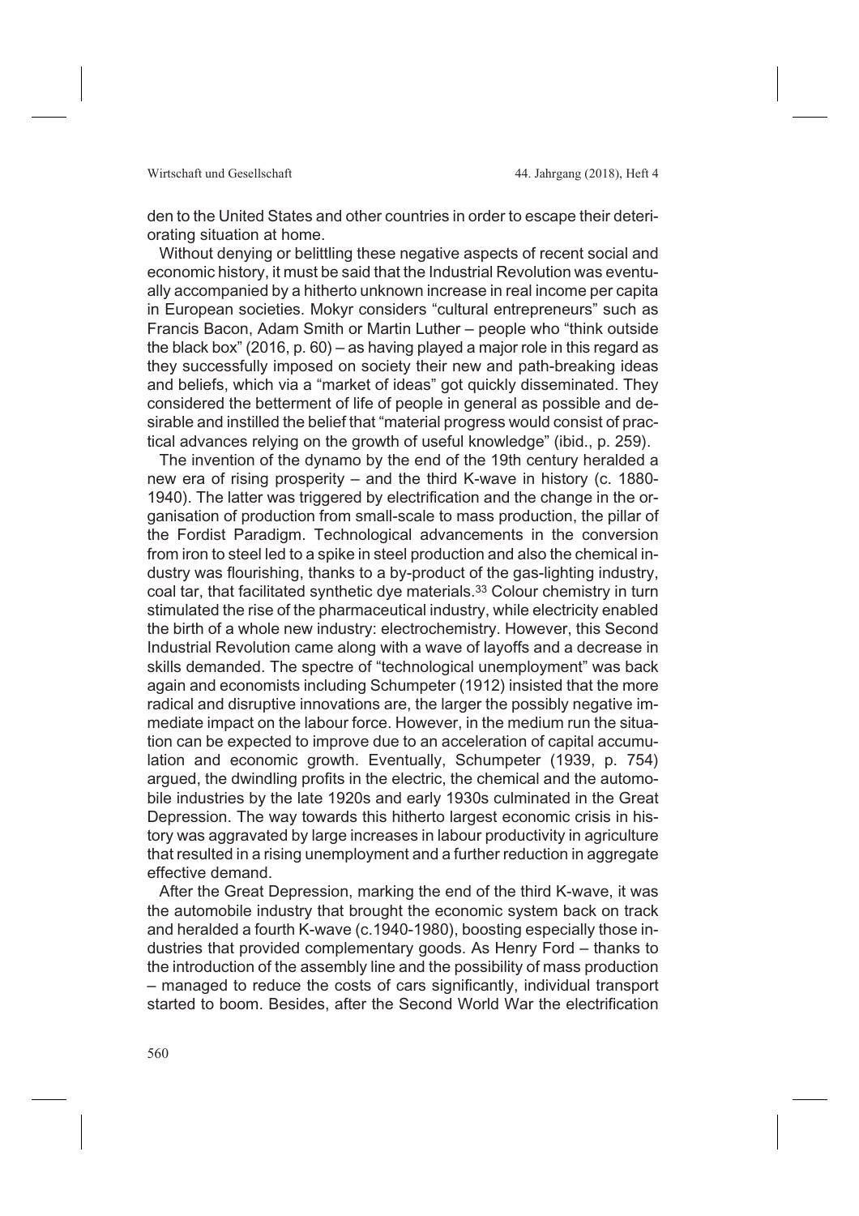den to the United States and other countries in order to escape their deteriorating situation at home.

Without denying or belittling these negative aspects of recent social and economic history, it must be said that the Industrial Revolution was eventually accompanied by a hitherto unknown increase in real income per capita in European societies. Mokyr considers "cultural entrepreneurs" such as Francis Bacon, Adam Smith or Martin Luther – people who "think outside the black box" (2016, p. 60) – as having played a major role in this regard as they successfully imposed on society their new and path-breaking ideas and beliefs, which via a "market of ideas" got quickly disseminated. They considered the betterment of life of people in general as possible and desirable and instilled the belief that "material progress would consist of practical advances relying on the growth of useful knowledge" (ibid., p. 259).

The invention of the dynamo by the end of the 19th century heralded a new era of rising prosperity – and the third K-wave in history (c. 1880-1940). The latter was triggered by electrification and the change in the organisation of production from small-scale to mass production, the pillar of the Fordist Paradigm. Technological advancements in the conversion from iron to steel led to a spike in steel production and also the chemical industry was flourishing, thanks to a by-product of the gas-lighting industry, coal tar, that facilitated synthetic dye materials.[33] Colour chemistry in turn stimulated the rise of the pharmaceutical industry, while electricity enabled the birth of a whole new industry: electrochemistry. However, this Second Industrial Revolution came along with a wave of layoffs and a decrease in skills demanded. The spectre of "technological unemployment" was back again and economists including Schumpeter (1912) insisted that the more radical and disruptive innovations are, the larger the possibly negative immediate impact on the labour force. However, in the medium run the situation can be expected to improve due to an acceleration of capital accumulation and economic growth. Eventually, Schumpeter (1939, p. 754) argued, the dwindling profits in the electric, the chemical and the automobile industries by the late 1920s and early 1930s culminated in the Great Depression. The way towards this hitherto largest economic crisis in history was aggravated by large increases in labour productivity in agriculture that resulted in a rising unemployment and a further reduction in aggregate effective demand.

After the Great Depression, marking the end of the third K-wave, it was the automobile industry that brought the economic system back on track and heralded a fourth K-wave (c.1940-1980), boosting especially those industries that provided complementary goods. As Henry Ford – thanks to the introduction of the assembly line and the possibility of mass production – managed to reduce the costs of cars significantly, individual transport started to boom. Besides, after the Second World War the electrification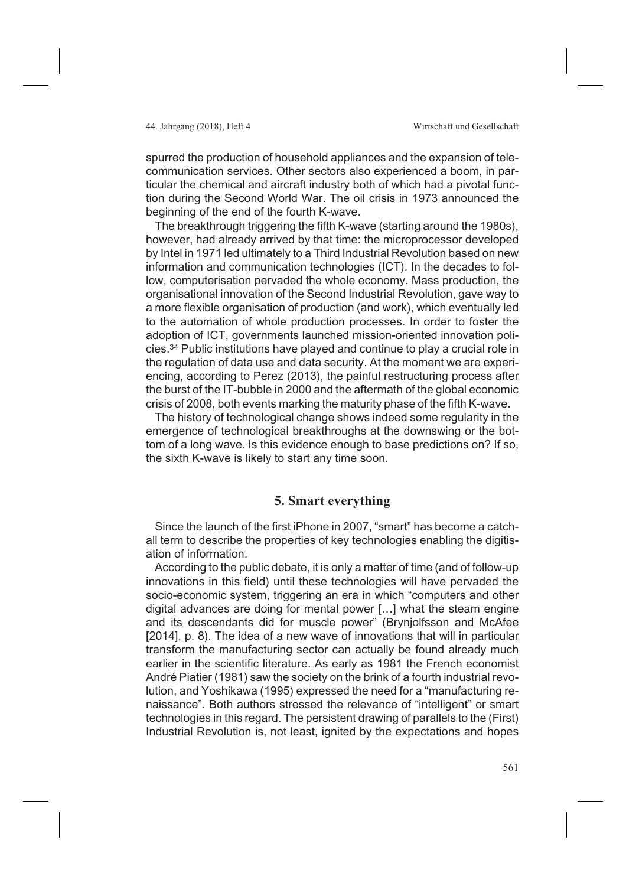spurred the production of household appliances and the expansion of telecommunication services. Other sectors also experienced a boom, in particular the chemical and aircraft industry both of which had a pivotal function during the Second World War. The oil crisis in 1973 announced the beginning of the end of the fourth K-wave.

The breakthrough triggering the fifth K-wave (starting around the 1980s), however, had already arrived by that time: the microprocessor developed by Intel in 1971 led ultimately to a Third Industrial Revolution based on new information and communication technologies (ICT). In the decades to follow, computerisation pervaded the whole economy. Mass production, the organisational innovation of the Second Industrial Revolution, gave way to a more flexible organisation of production (and work), which eventually led to the automation of whole production processes. In order to foster the adoption of ICT, governments launched mission-oriented innovation policies.[34] Public institutions have played and continue to play a crucial role in the regulation of data use and data security. At the moment we are experiencing, according to Perez (2013), the painful restructuring process after the burst of the IT-bubble in 2000 and the aftermath of the global economic crisis of 2008, both events marking the maturity phase of the fifth K-wave.

The history of technological change shows indeed some regularity in the emergence of technological breakthroughs at the downswing or the bottom of a long wave. Is this evidence enough to base predictions on? If so, the sixth K-wave is likely to start any time soon.

## 5. Smart everything

Since the launch of the first iPhone in 2007, "smart" has become a catch-all term to describe the properties of key technologies enabling the digitisation of information.

According to the public debate, it is only a matter of time (and of follow-up innovations in this field) until these technologies will have pervaded the socio-economic system, triggering an era in which "computers and other digital advances are doing for mental power […] what the steam engine and its descendants did for muscle power" (Brynjolfsson and McAfee [2014], p. 8). The idea of a new wave of innovations that will in particular transform the manufacturing sector can actually be found already much earlier in the scientific literature. As early as 1981 the French economist André Piatier (1981) saw the society on the brink of a fourth industrial revolution, and Yoshikawa (1995) expressed the need for a "manufacturing renaissance". Both authors stressed the relevance of "intelligent" or smart technologies in this regard. The persistent drawing of parallels to the (First) Industrial Revolution is, not least, ignited by the expectations and hopes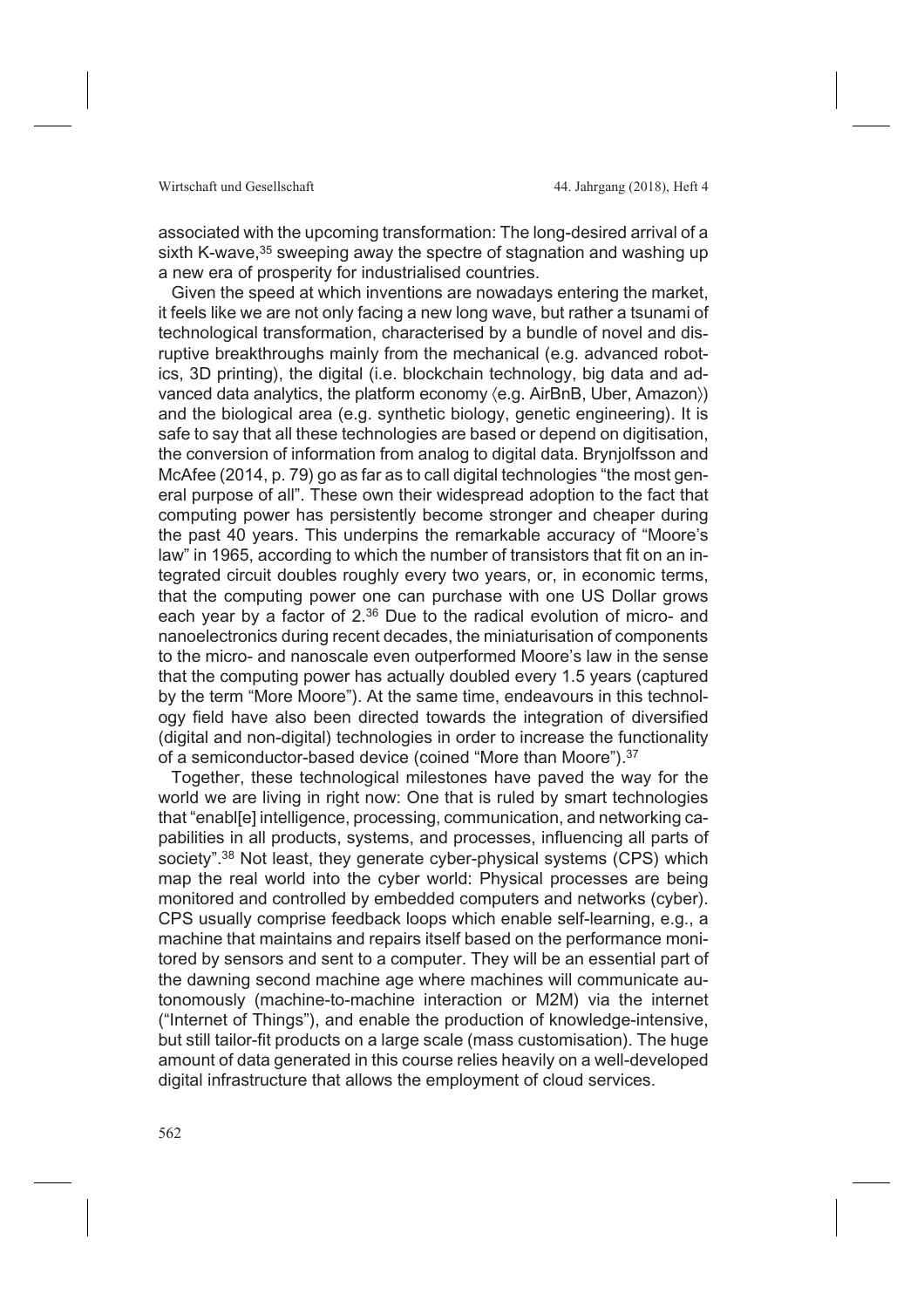associated with the upcoming transformation: The long-desired arrival of a sixth K-wave,[35] sweeping away the spectre of stagnation and washing up a new era of prosperity for industrialised countries.

Given the speed at which inventions are nowadays entering the market, it feels like we are not only facing a new long wave, but rather a tsunami of technological transformation, characterised by a bundle of novel and disruptive breakthroughs mainly from the mechanical (e.g. advanced robotics, 3D printing), the digital (i.e. blockchain technology, big data and advanced data analytics, the platform economy ⟨e.g. AirBnB, Uber, Amazon⟩) and the biological area (e.g. synthetic biology, genetic engineering). It is safe to say that all these technologies are based or depend on digitisation, the conversion of information from analog to digital data. Brynjolfsson and McAfee (2014, p. 79) go as far as to call digital technologies "the most general purpose of all". These own their widespread adoption to the fact that computing power has persistently become stronger and cheaper during the past 40 years. This underpins the remarkable accuracy of "Moore's law" in 1965, according to which the number of transistors that fit on an integrated circuit doubles roughly every two years, or, in economic terms, that the computing power one can purchase with one US Dollar grows each year by a factor of 2.[36] Due to the radical evolution of micro- and nanoelectronics during recent decades, the miniaturisation of components to the micro- and nanoscale even outperformed Moore's law in the sense that the computing power has actually doubled every 1.5 years (captured by the term "More Moore"). At the same time, endeavours in this technology field have also been directed towards the integration of diversified (digital and non-digital) technologies in order to increase the functionality of a semiconductor-based device (coined "More than Moore").[37]

Together, these technological milestones have paved the way for the world we are living in right now: One that is ruled by smart technologies that "enabl[e] intelligence, processing, communication, and networking capabilities in all products, systems, and processes, influencing all parts of society".[38] Not least, they generate cyber-physical systems (CPS) which map the real world into the cyber world: Physical processes are being monitored and controlled by embedded computers and networks (cyber). CPS usually comprise feedback loops which enable self-learning, e.g., a machine that maintains and repairs itself based on the performance monitored by sensors and sent to a computer. They will be an essential part of the dawning second machine age where machines will communicate autonomously (machine-to-machine interaction or M2M) via the internet ("Internet of Things"), and enable the production of knowledge-intensive, but still tailor-fit products on a large scale (mass customisation). The huge amount of data generated in this course relies heavily on a well-developed digital infrastructure that allows the employment of cloud services.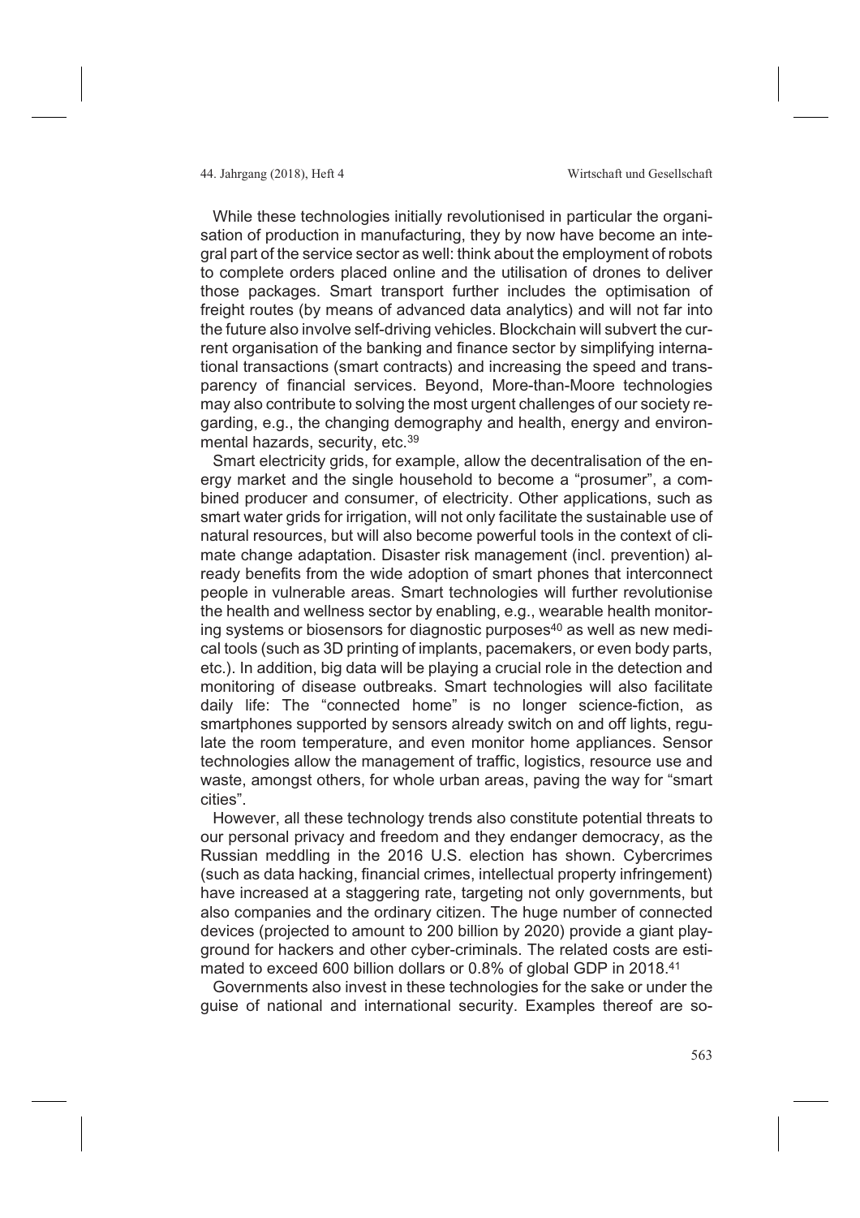While these technologies initially revolutionised in particular the organisation of production in manufacturing, they by now have become an integral part of the service sector as well: think about the employment of robots to complete orders placed online and the utilisation of drones to deliver those packages. Smart transport further includes the optimisation of freight routes (by means of advanced data analytics) and will not far into the future also involve self-driving vehicles. Blockchain will subvert the current organisation of the banking and finance sector by simplifying international transactions (smart contracts) and increasing the speed and transparency of financial services. Beyond, More-than-Moore technologies may also contribute to solving the most urgent challenges of our society regarding, e.g., the changing demography and health, energy and environmental hazards, security, etc.[39]

Smart electricity grids, for example, allow the decentralisation of the energy market and the single household to become a "prosumer", a combined producer and consumer, of electricity. Other applications, such as smart water grids for irrigation, will not only facilitate the sustainable use of natural resources, but will also become powerful tools in the context of climate change adaptation. Disaster risk management (incl. prevention) already benefits from the wide adoption of smart phones that interconnect people in vulnerable areas. Smart technologies will further revolutionise the health and wellness sector by enabling, e.g., wearable health monitoring systems or biosensors for diagnostic purposes[40] as well as new medical tools (such as 3D printing of implants, pacemakers, or even body parts, etc.). In addition, big data will be playing a crucial role in the detection and monitoring of disease outbreaks. Smart technologies will also facilitate daily life: The "connected home" is no longer science-fiction, as smartphones supported by sensors already switch on and off lights, regulate the room temperature, and even monitor home appliances. Sensor technologies allow the management of traffic, logistics, resource use and waste, amongst others, for whole urban areas, paving the way for "smart cities".

However, all these technology trends also constitute potential threats to our personal privacy and freedom and they endanger democracy, as the Russian meddling in the 2016 U.S. election has shown. Cybercrimes (such as data hacking, financial crimes, intellectual property infringement) have increased at a staggering rate, targeting not only governments, but also companies and the ordinary citizen. The huge number of connected devices (projected to amount to 200 billion by 2020) provide a giant playground for hackers and other cyber-criminals. The related costs are estimated to exceed 600 billion dollars or 0.8% of global GDP in 2018.[41]

Governments also invest in these technologies for the sake or under the guise of national and international security. Examples thereof are so-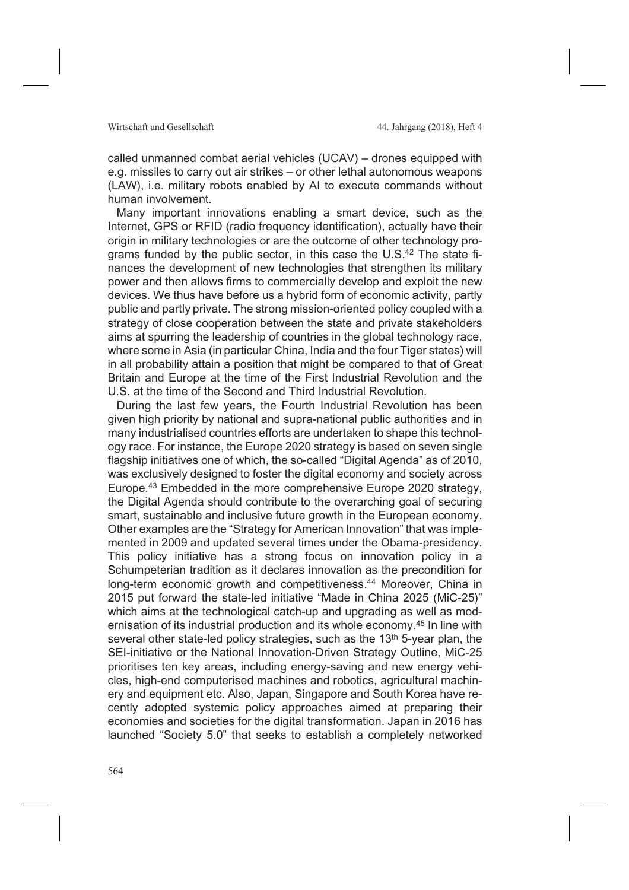called unmanned combat aerial vehicles (UCAV) – drones equipped with e.g. missiles to carry out air strikes – or other lethal autonomous weapons (LAW), i.e. military robots enabled by AI to execute commands without human involvement.

Many important innovations enabling a smart device, such as the Internet, GPS or RFID (radio frequency identification), actually have their origin in military technologies or are the outcome of other technology programs funded by the public sector, in this case the U.S.[42] The state finances the development of new technologies that strengthen its military power and then allows firms to commercially develop and exploit the new devices. We thus have before us a hybrid form of economic activity, partly public and partly private. The strong mission-oriented policy coupled with a strategy of close cooperation between the state and private stakeholders aims at spurring the leadership of countries in the global technology race, where some in Asia (in particular China, India and the four Tiger states) will in all probability attain a position that might be compared to that of Great Britain and Europe at the time of the First Industrial Revolution and the U.S. at the time of the Second and Third Industrial Revolution.

During the last few years, the Fourth Industrial Revolution has been given high priority by national and supra-national public authorities and in many industrialised countries efforts are undertaken to shape this technology race. For instance, the Europe 2020 strategy is based on seven single flagship initiatives one of which, the so-called "Digital Agenda" as of 2010, was exclusively designed to foster the digital economy and society across Europe.[43] Embedded in the more comprehensive Europe 2020 strategy, the Digital Agenda should contribute to the overarching goal of securing smart, sustainable and inclusive future growth in the European economy. Other examples are the "Strategy for American Innovation" that was implemented in 2009 and updated several times under the Obama-presidency. This policy initiative has a strong focus on innovation policy in a Schumpeterian tradition as it declares innovation as the precondition for long-term economic growth and competitiveness.[44] Moreover, China in 2015 put forward the state-led initiative "Made in China 2025 (MiC-25)" which aims at the technological catch-up and upgrading as well as modernisation of its industrial production and its whole economy.[45] In line with several other state-led policy strategies, such as the 13th 5-year plan, the SEI-initiative or the National Innovation-Driven Strategy Outline, MiC-25 prioritises ten key areas, including energy-saving and new energy vehicles, high-end computerised machines and robotics, agricultural machinery and equipment etc. Also, Japan, Singapore and South Korea have recently adopted systemic policy approaches aimed at preparing their economies and societies for the digital transformation. Japan in 2016 has launched "Society 5.0" that seeks to establish a completely networked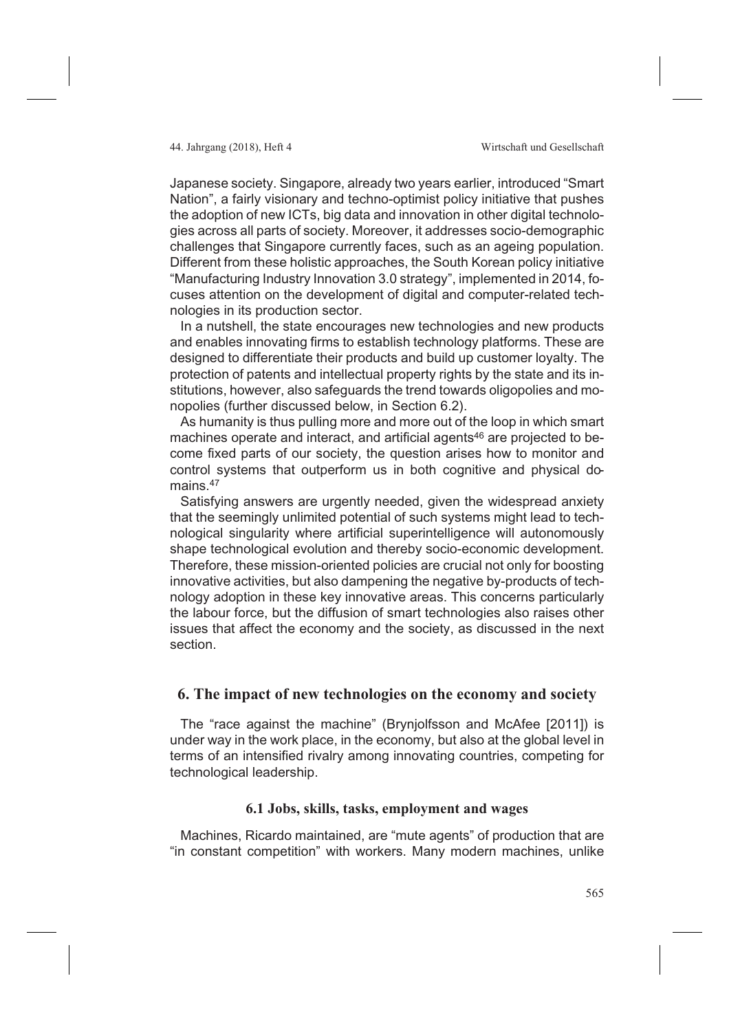Japanese society. Singapore, already two years earlier, introduced "Smart Nation", a fairly visionary and techno-optimist policy initiative that pushes the adoption of new ICTs, big data and innovation in other digital technologies across all parts of society. Moreover, it addresses socio-demographic challenges that Singapore currently faces, such as an ageing population. Different from these holistic approaches, the South Korean policy initiative "Manufacturing Industry Innovation 3.0 strategy", implemented in 2014, focuses attention on the development of digital and computer-related technologies in its production sector.

In a nutshell, the state encourages new technologies and new products and enables innovating firms to establish technology platforms. These are designed to differentiate their products and build up customer loyalty. The protection of patents and intellectual property rights by the state and its institutions, however, also safeguards the trend towards oligopolies and monopolies (further discussed below, in Section 6.2).

As humanity is thus pulling more and more out of the loop in which smart machines operate and interact, and artificial agents[46] are projected to become fixed parts of our society, the question arises how to monitor and control systems that outperform us in both cognitive and physical domains.[47]

Satisfying answers are urgently needed, given the widespread anxiety that the seemingly unlimited potential of such systems might lead to technological singularity where artificial superintelligence will autonomously shape technological evolution and thereby socio-economic development. Therefore, these mission-oriented policies are crucial not only for boosting innovative activities, but also dampening the negative by-products of technology adoption in these key innovative areas. This concerns particularly the labour force, but the diffusion of smart technologies also raises other issues that affect the economy and the society, as discussed in the next section.

## 6. The impact of new technologies on the economy and society

The "race against the machine" (Brynjolfsson and McAfee [2011]) is under way in the work place, in the economy, but also at the global level in terms of an intensified rivalry among innovating countries, competing for technological leadership.

### 6.1 Jobs, skills, tasks, employment and wages

Machines, Ricardo maintained, are "mute agents" of production that are "in constant competition" with workers. Many modern machines, unlike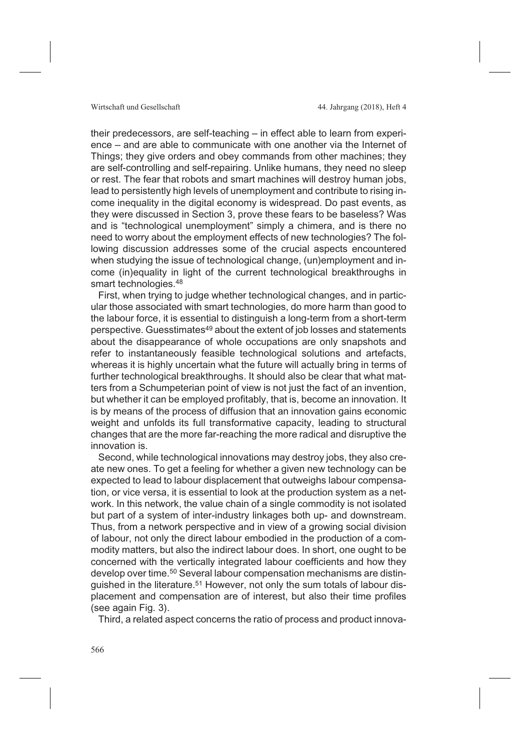their predecessors, are self-teaching – in effect able to learn from experience – and are able to communicate with one another via the Internet of Things; they give orders and obey commands from other machines; they are self-controlling and self-repairing. Unlike humans, they need no sleep or rest. The fear that robots and smart machines will destroy human jobs, lead to persistently high levels of unemployment and contribute to rising income inequality in the digital economy is widespread. Do past events, as they were discussed in Section 3, prove these fears to be baseless? Was and is "technological unemployment" simply a chimera, and is there no need to worry about the employment effects of new technologies? The following discussion addresses some of the crucial aspects encountered when studying the issue of technological change, (un)employment and income (in)equality in light of the current technological breakthroughs in smart technologies.[48]

First, when trying to judge whether technological changes, and in particular those associated with smart technologies, do more harm than good to the labour force, it is essential to distinguish a long-term from a short-term perspective. Guesstimates[49] about the extent of job losses and statements about the disappearance of whole occupations are only snapshots and refer to instantaneously feasible technological solutions and artefacts, whereas it is highly uncertain what the future will actually bring in terms of further technological breakthroughs. It should also be clear that what matters from a Schumpeterian point of view is not just the fact of an invention, but whether it can be employed profitably, that is, become an innovation. It is by means of the process of diffusion that an innovation gains economic weight and unfolds its full transformative capacity, leading to structural changes that are the more far-reaching the more radical and disruptive the innovation is.

Second, while technological innovations may destroy jobs, they also create new ones. To get a feeling for whether a given new technology can be expected to lead to labour displacement that outweighs labour compensation, or vice versa, it is essential to look at the production system as a network. In this network, the value chain of a single commodity is not isolated but part of a system of inter-industry linkages both up- and downstream. Thus, from a network perspective and in view of a growing social division of labour, not only the direct labour embodied in the production of a commodity matters, but also the indirect labour does. In short, one ought to be concerned with the vertically integrated labour coefficients and how they develop over time.[50] Several labour compensation mechanisms are distinguished in the literature.[51] However, not only the sum totals of labour displacement and compensation are of interest, but also their time profiles (see again Fig. 3).

Third, a related aspect concerns the ratio of process and product innova-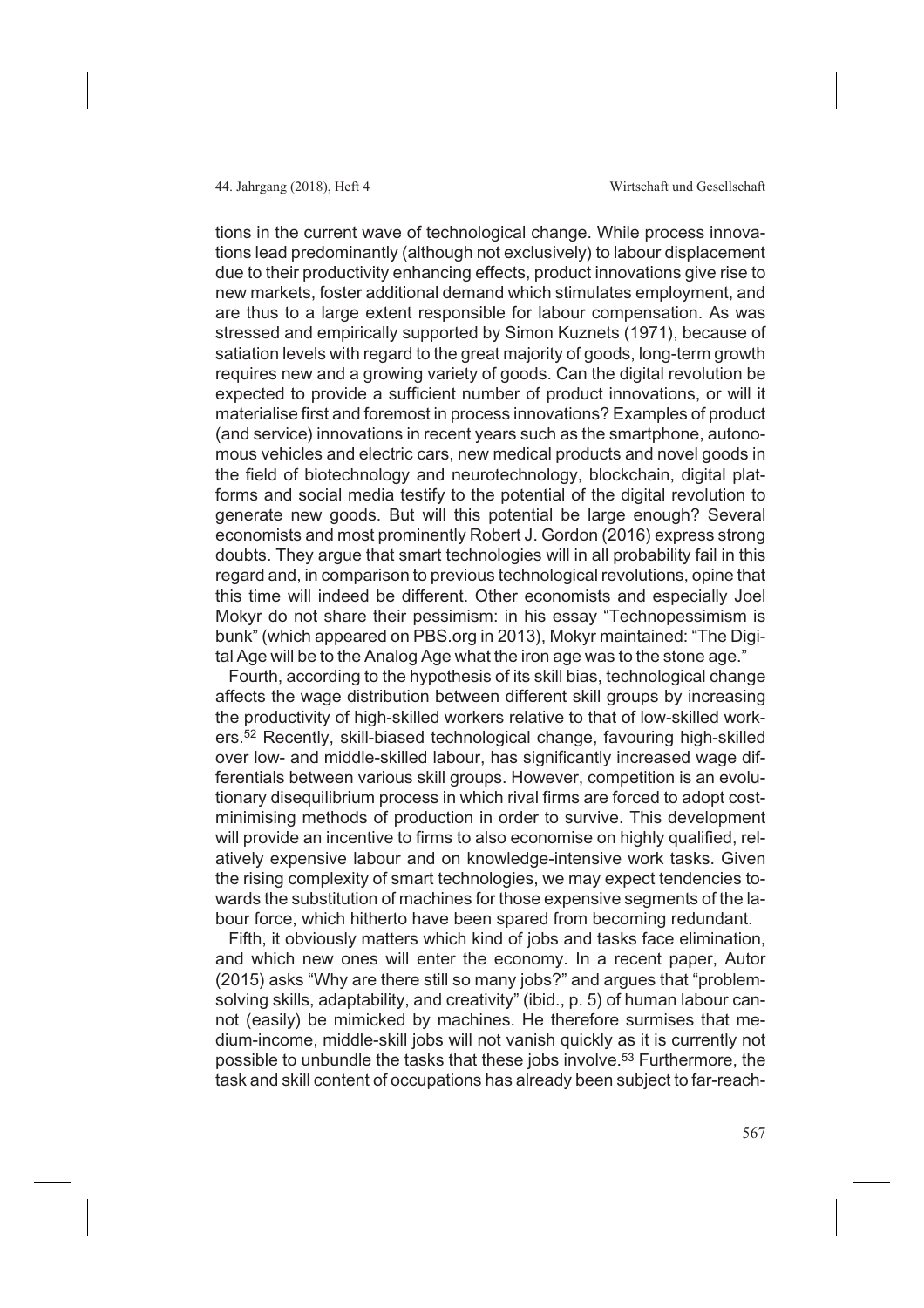tions in the current wave of technological change. While process innovations lead predominantly (although not exclusively) to labour displacement due to their productivity enhancing effects, product innovations give rise to new markets, foster additional demand which stimulates employment, and are thus to a large extent responsible for labour compensation. As was stressed and empirically supported by Simon Kuznets (1971), because of satiation levels with regard to the great majority of goods, long-term growth requires new and a growing variety of goods. Can the digital revolution be expected to provide a sufficient number of product innovations, or will it materialise first and foremost in process innovations? Examples of product (and service) innovations in recent years such as the smartphone, autonomous vehicles and electric cars, new medical products and novel goods in the field of biotechnology and neurotechnology, blockchain, digital platforms and social media testify to the potential of the digital revolution to generate new goods. But will this potential be large enough? Several economists and most prominently Robert J. Gordon (2016) express strong doubts. They argue that smart technologies will in all probability fail in this regard and, in comparison to previous technological revolutions, opine that this time will indeed be different. Other economists and especially Joel Mokyr do not share their pessimism: in his essay "Technopessimism is bunk" (which appeared on PBS.org in 2013), Mokyr maintained: "The Digital Age will be to the Analog Age what the iron age was to the stone age."

Fourth, according to the hypothesis of its skill bias, technological change affects the wage distribution between different skill groups by increasing the productivity of high-skilled workers relative to that of low-skilled workers.[52] Recently, skill-biased technological change, favouring high-skilled over low- and middle-skilled labour, has significantly increased wage differentials between various skill groups. However, competition is an evolutionary disequilibrium process in which rival firms are forced to adopt cost-minimising methods of production in order to survive. This development will provide an incentive to firms to also economise on highly qualified, relatively expensive labour and on knowledge-intensive work tasks. Given the rising complexity of smart technologies, we may expect tendencies towards the substitution of machines for those expensive segments of the labour force, which hitherto have been spared from becoming redundant.

Fifth, it obviously matters which kind of jobs and tasks face elimination, and which new ones will enter the economy. In a recent paper, Autor (2015) asks "Why are there still so many jobs?" and argues that "problem-solving skills, adaptability, and creativity" (ibid., p. 5) of human labour cannot (easily) be mimicked by machines. He therefore surmises that medium-income, middle-skill jobs will not vanish quickly as it is currently not possible to unbundle the tasks that these jobs involve.[53] Furthermore, the task and skill content of occupations has already been subject to far-reach-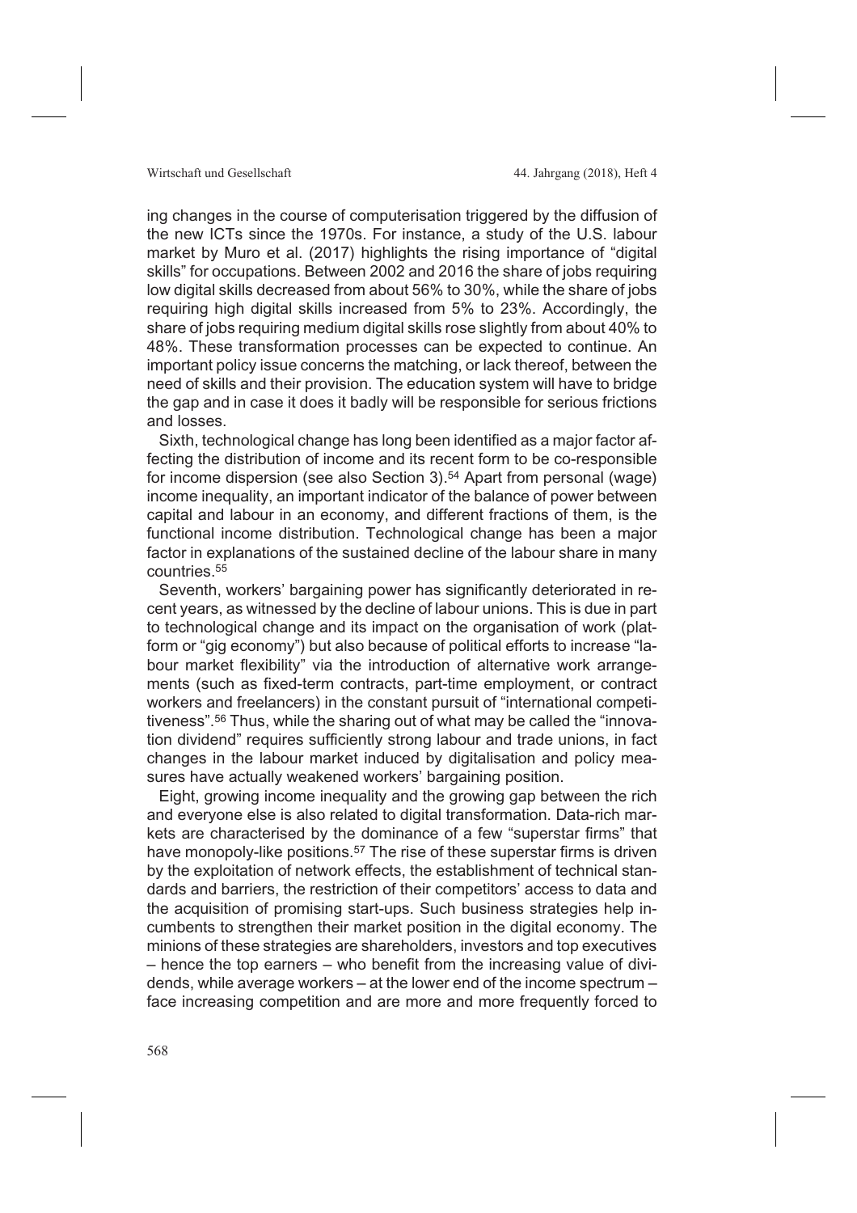ing changes in the course of computerisation triggered by the diffusion of the new ICTs since the 1970s. For instance, a study of the U.S. labour market by Muro et al. (2017) highlights the rising importance of "digital skills" for occupations. Between 2002 and 2016 the share of jobs requiring low digital skills decreased from about 56% to 30%, while the share of jobs requiring high digital skills increased from 5% to 23%. Accordingly, the share of jobs requiring medium digital skills rose slightly from about 40% to 48%. These transformation processes can be expected to continue. An important policy issue concerns the matching, or lack thereof, between the need of skills and their provision. The education system will have to bridge the gap and in case it does it badly will be responsible for serious frictions and losses.

Sixth, technological change has long been identified as a major factor affecting the distribution of income and its recent form to be co-responsible for income dispersion (see also Section 3).[54] Apart from personal (wage) income inequality, an important indicator of the balance of power between capital and labour in an economy, and different fractions of them, is the functional income distribution. Technological change has been a major factor in explanations of the sustained decline of the labour share in many countries.[55]

Seventh, workers' bargaining power has significantly deteriorated in recent years, as witnessed by the decline of labour unions. This is due in part to technological change and its impact on the organisation of work (platform or "gig economy") but also because of political efforts to increase "labour market flexibility" via the introduction of alternative work arrangements (such as fixed-term contracts, part-time employment, or contract workers and freelancers) in the constant pursuit of "international competitiveness".[56] Thus, while the sharing out of what may be called the "innovation dividend" requires sufficiently strong labour and trade unions, in fact changes in the labour market induced by digitalisation and policy measures have actually weakened workers' bargaining position.

Eight, growing income inequality and the growing gap between the rich and everyone else is also related to digital transformation. Data-rich markets are characterised by the dominance of a few "superstar firms" that have monopoly-like positions.[57] The rise of these superstar firms is driven by the exploitation of network effects, the establishment of technical standards and barriers, the restriction of their competitors' access to data and the acquisition of promising start-ups. Such business strategies help incumbents to strengthen their market position in the digital economy. The minions of these strategies are shareholders, investors and top executives – hence the top earners – who benefit from the increasing value of dividends, while average workers – at the lower end of the income spectrum – face increasing competition and are more and more frequently forced to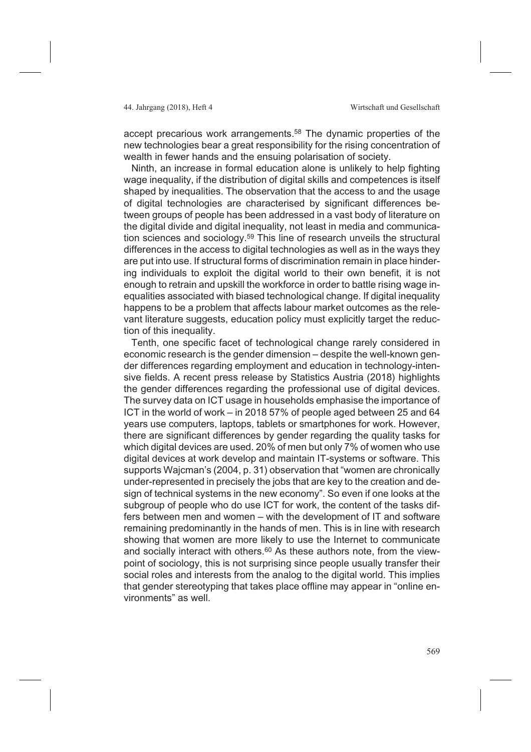accept precarious work arrangements.[58] The dynamic properties of the new technologies bear a great responsibility for the rising concentration of wealth in fewer hands and the ensuing polarisation of society.

Ninth, an increase in formal education alone is unlikely to help fighting wage inequality, if the distribution of digital skills and competences is itself shaped by inequalities. The observation that the access to and the usage of digital technologies are characterised by significant differences between groups of people has been addressed in a vast body of literature on the digital divide and digital inequality, not least in media and communication sciences and sociology.[59] This line of research unveils the structural differences in the access to digital technologies as well as in the ways they are put into use. If structural forms of discrimination remain in place hindering individuals to exploit the digital world to their own benefit, it is not enough to retrain and upskill the workforce in order to battle rising wage inequalities associated with biased technological change. If digital inequality happens to be a problem that affects labour market outcomes as the relevant literature suggests, education policy must explicitly target the reduction of this inequality.

Tenth, one specific facet of technological change rarely considered in economic research is the gender dimension – despite the well-known gender differences regarding employment and education in technology-intensive fields. A recent press release by Statistics Austria (2018) highlights the gender differences regarding the professional use of digital devices. The survey data on ICT usage in households emphasise the importance of ICT in the world of work – in 2018 57% of people aged between 25 and 64 years use computers, laptops, tablets or smartphones for work. However, there are significant differences by gender regarding the quality tasks for which digital devices are used. 20% of men but only 7% of women who use digital devices at work develop and maintain IT-systems or software. This supports Wajcman's (2004, p. 31) observation that "women are chronically under-represented in precisely the jobs that are key to the creation and design of technical systems in the new economy". So even if one looks at the subgroup of people who do use ICT for work, the content of the tasks differs between men and women – with the development of IT and software remaining predominantly in the hands of men. This is in line with research showing that women are more likely to use the Internet to communicate and socially interact with others.[60] As these authors note, from the viewpoint of sociology, this is not surprising since people usually transfer their social roles and interests from the analog to the digital world. This implies that gender stereotyping that takes place offline may appear in "online environments" as well.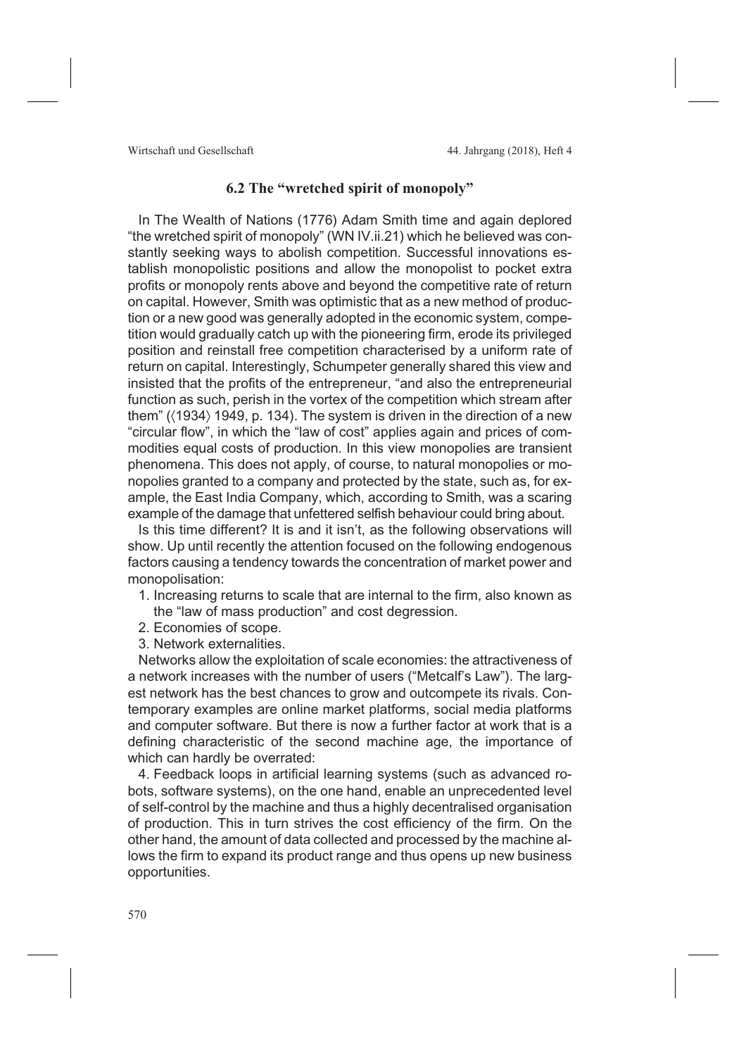### 6.2 The "wretched spirit of monopoly"

In The Wealth of Nations (1776) Adam Smith time and again deplored "the wretched spirit of monopoly" (WN IV.ii.21) which he believed was constantly seeking ways to abolish competition. Successful innovations establish monopolistic positions and allow the monopolist to pocket extra profits or monopoly rents above and beyond the competitive rate of return on capital. However, Smith was optimistic that as a new method of production or a new good was generally adopted in the economic system, competition would gradually catch up with the pioneering firm, erode its privileged position and reinstall free competition characterised by a uniform rate of return on capital. Interestingly, Schumpeter generally shared this view and insisted that the profits of the entrepreneur, "and also the entrepreneurial function as such, perish in the vortex of the competition which stream after them" (⟨1934⟩ 1949, p. 134). The system is driven in the direction of a new "circular flow", in which the "law of cost" applies again and prices of commodities equal costs of production. In this view monopolies are transient phenomena. This does not apply, of course, to natural monopolies or monopolies granted to a company and protected by the state, such as, for example, the East India Company, which, according to Smith, was a scaring example of the damage that unfettered selfish behaviour could bring about.

Is this time different? It is and it isn't, as the following observations will show. Up until recently the attention focused on the following endogenous factors causing a tendency towards the concentration of market power and monopolisation:

1. Increasing returns to scale that are internal to the firm, also known as the "law of mass production" and cost degression.
2. Economies of scope.
3. Network externalities.

Networks allow the exploitation of scale economies: the attractiveness of a network increases with the number of users ("Metcalf's Law"). The largest network has the best chances to grow and outcompete its rivals. Contemporary examples are online market platforms, social media platforms and computer software. But there is now a further factor at work that is a defining characteristic of the second machine age, the importance of which can hardly be overrated:

4. Feedback loops in artificial learning systems (such as advanced robots, software systems), on the one hand, enable an unprecedented level of self-control by the machine and thus a highly decentralised organisation of production. This in turn strives the cost efficiency of the firm. On the other hand, the amount of data collected and processed by the machine allows the firm to expand its product range and thus opens up new business opportunities.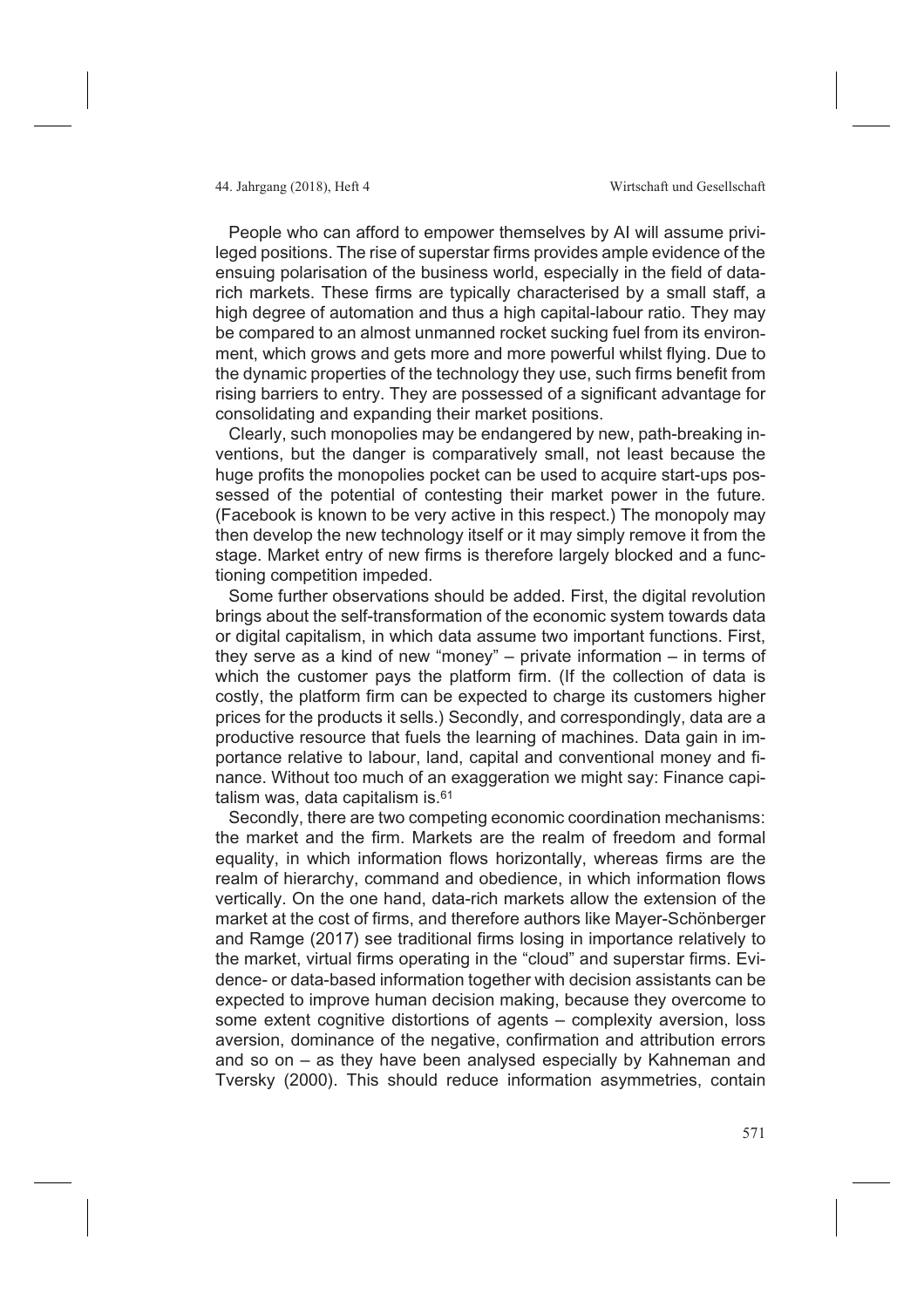People who can afford to empower themselves by AI will assume privileged positions. The rise of superstar firms provides ample evidence of the ensuing polarisation of the business world, especially in the field of data-rich markets. These firms are typically characterised by a small staff, a high degree of automation and thus a high capital-labour ratio. They may be compared to an almost unmanned rocket sucking fuel from its environment, which grows and gets more and more powerful whilst flying. Due to the dynamic properties of the technology they use, such firms benefit from rising barriers to entry. They are possessed of a significant advantage for consolidating and expanding their market positions.

Clearly, such monopolies may be endangered by new, path-breaking inventions, but the danger is comparatively small, not least because the huge profits the monopolies pocket can be used to acquire start-ups possessed of the potential of contesting their market power in the future. (Facebook is known to be very active in this respect.) The monopoly may then develop the new technology itself or it may simply remove it from the stage. Market entry of new firms is therefore largely blocked and a functioning competition impeded.

Some further observations should be added. First, the digital revolution brings about the self-transformation of the economic system towards data or digital capitalism, in which data assume two important functions. First, they serve as a kind of new "money" – private information – in terms of which the customer pays the platform firm. (If the collection of data is costly, the platform firm can be expected to charge its customers higher prices for the products it sells.) Secondly, and correspondingly, data are a productive resource that fuels the learning of machines. Data gain in importance relative to labour, land, capital and conventional money and finance. Without too much of an exaggeration we might say: Finance capitalism was, data capitalism is.[61]

Secondly, there are two competing economic coordination mechanisms: the market and the firm. Markets are the realm of freedom and formal equality, in which information flows horizontally, whereas firms are the realm of hierarchy, command and obedience, in which information flows vertically. On the one hand, data-rich markets allow the extension of the market at the cost of firms, and therefore authors like Mayer-Schönberger and Ramge (2017) see traditional firms losing in importance relatively to the market, virtual firms operating in the "cloud" and superstar firms. Evidence- or data-based information together with decision assistants can be expected to improve human decision making, because they overcome to some extent cognitive distortions of agents – complexity aversion, loss aversion, dominance of the negative, confirmation and attribution errors and so on – as they have been analysed especially by Kahneman and Tversky (2000). This should reduce information asymmetries, contain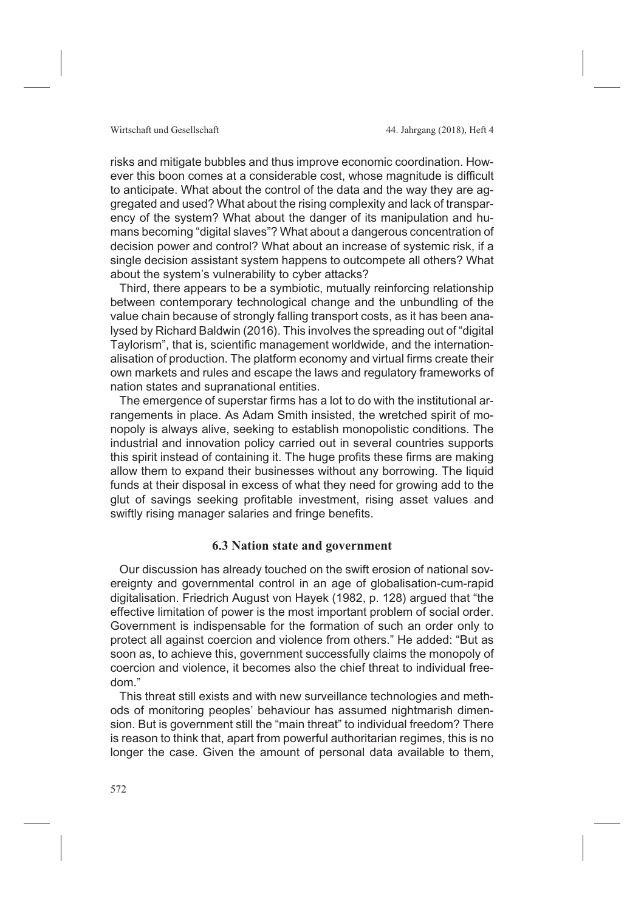risks and mitigate bubbles and thus improve economic coordination. However this boon comes at a considerable cost, whose magnitude is difficult to anticipate. What about the control of the data and the way they are aggregated and used? What about the rising complexity and lack of transparency of the system? What about the danger of its manipulation and humans becoming "digital slaves"? What about a dangerous concentration of decision power and control? What about an increase of systemic risk, if a single decision assistant system happens to outcompete all others? What about the system's vulnerability to cyber attacks?

Third, there appears to be a symbiotic, mutually reinforcing relationship between contemporary technological change and the unbundling of the value chain because of strongly falling transport costs, as it has been analysed by Richard Baldwin (2016). This involves the spreading out of "digital Taylorism", that is, scientific management worldwide, and the internationalisation of production. The platform economy and virtual firms create their own markets and rules and escape the laws and regulatory frameworks of nation states and supranational entities.

The emergence of superstar firms has a lot to do with the institutional arrangements in place. As Adam Smith insisted, the wretched spirit of monopoly is always alive, seeking to establish monopolistic conditions. The industrial and innovation policy carried out in several countries supports this spirit instead of containing it. The huge profits these firms are making allow them to expand their businesses without any borrowing. The liquid funds at their disposal in excess of what they need for growing add to the glut of savings seeking profitable investment, rising asset values and swiftly rising manager salaries and fringe benefits.

### 6.3 Nation state and government

Our discussion has already touched on the swift erosion of national sovereignty and governmental control in an age of globalisation-cum-rapid digitalisation. Friedrich August von Hayek (1982, p. 128) argued that "the effective limitation of power is the most important problem of social order. Government is indispensable for the formation of such an order only to protect all against coercion and violence from others." He added: "But as soon as, to achieve this, government successfully claims the monopoly of coercion and violence, it becomes also the chief threat to individual freedom."

This threat still exists and with new surveillance technologies and methods of monitoring peoples' behaviour has assumed nightmarish dimension. But is government still the "main threat" to individual freedom? There is reason to think that, apart from powerful authoritarian regimes, this is no longer the case. Given the amount of personal data available to them,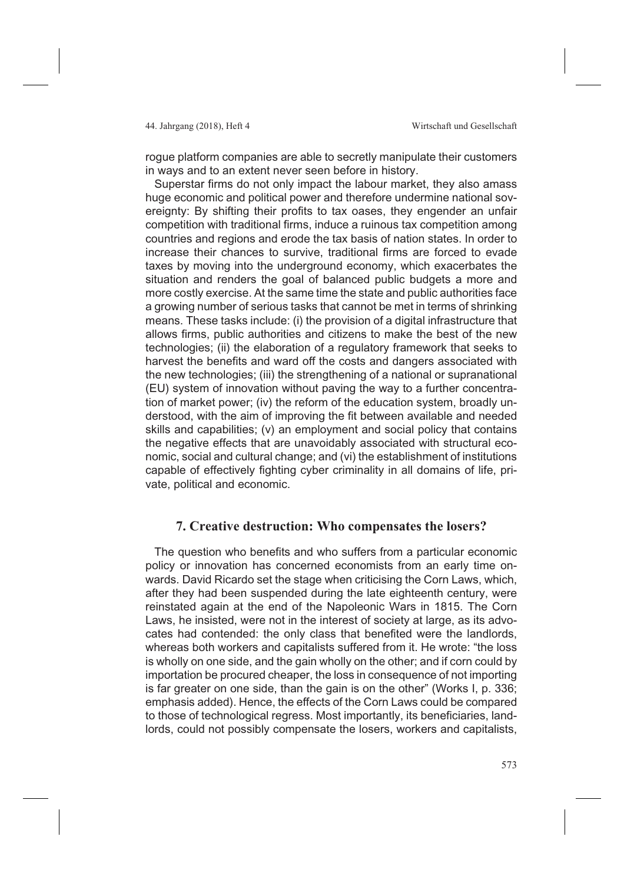rogue platform companies are able to secretly manipulate their customers in ways and to an extent never seen before in history.

Superstar firms do not only impact the labour market, they also amass huge economic and political power and therefore undermine national sovereignty: By shifting their profits to tax oases, they engender an unfair competition with traditional firms, induce a ruinous tax competition among countries and regions and erode the tax basis of nation states. In order to increase their chances to survive, traditional firms are forced to evade taxes by moving into the underground economy, which exacerbates the situation and renders the goal of balanced public budgets a more and more costly exercise. At the same time the state and public authorities face a growing number of serious tasks that cannot be met in terms of shrinking means. These tasks include: (i) the provision of a digital infrastructure that allows firms, public authorities and citizens to make the best of the new technologies; (ii) the elaboration of a regulatory framework that seeks to harvest the benefits and ward off the costs and dangers associated with the new technologies; (iii) the strengthening of a national or supranational (EU) system of innovation without paving the way to a further concentration of market power; (iv) the reform of the education system, broadly understood, with the aim of improving the fit between available and needed skills and capabilities; (v) an employment and social policy that contains the negative effects that are unavoidably associated with structural economic, social and cultural change; and (vi) the establishment of institutions capable of effectively fighting cyber criminality in all domains of life, private, political and economic.

## 7. Creative destruction: Who compensates the losers?

The question who benefits and who suffers from a particular economic policy or innovation has concerned economists from an early time onwards. David Ricardo set the stage when criticising the Corn Laws, which, after they had been suspended during the late eighteenth century, were reinstated again at the end of the Napoleonic Wars in 1815. The Corn Laws, he insisted, were not in the interest of society at large, as its advocates had contended: the only class that benefited were the landlords, whereas both workers and capitalists suffered from it. He wrote: "the loss is wholly on one side, and the gain wholly on the other; and if corn could by importation be procured cheaper, the loss in consequence of not importing is far greater on one side, than the gain is on the other" (Works I, p. 336; emphasis added). Hence, the effects of the Corn Laws could be compared to those of technological regress. Most importantly, its beneficiaries, landlords, could not possibly compensate the losers, workers and capitalists,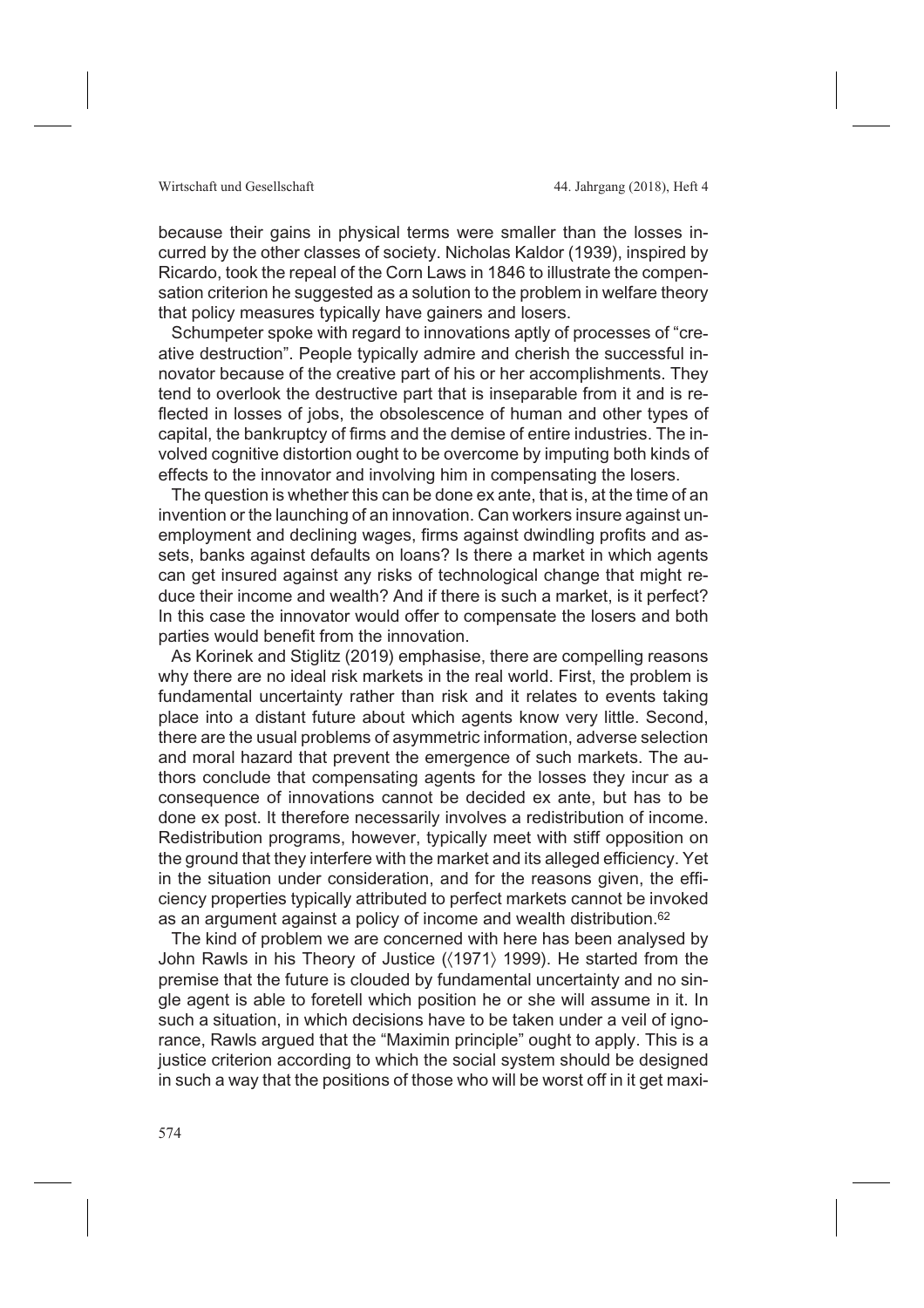because their gains in physical terms were smaller than the losses incurred by the other classes of society. Nicholas Kaldor (1939), inspired by Ricardo, took the repeal of the Corn Laws in 1846 to illustrate the compensation criterion he suggested as a solution to the problem in welfare theory that policy measures typically have gainers and losers.

Schumpeter spoke with regard to innovations aptly of processes of "creative destruction". People typically admire and cherish the successful innovator because of the creative part of his or her accomplishments. They tend to overlook the destructive part that is inseparable from it and is reflected in losses of jobs, the obsolescence of human and other types of capital, the bankruptcy of firms and the demise of entire industries. The involved cognitive distortion ought to be overcome by imputing both kinds of effects to the innovator and involving him in compensating the losers.

The question is whether this can be done ex ante, that is, at the time of an invention or the launching of an innovation. Can workers insure against unemployment and declining wages, firms against dwindling profits and assets, banks against defaults on loans? Is there a market in which agents can get insured against any risks of technological change that might reduce their income and wealth? And if there is such a market, is it perfect? In this case the innovator would offer to compensate the losers and both parties would benefit from the innovation.

As Korinek and Stiglitz (2019) emphasise, there are compelling reasons why there are no ideal risk markets in the real world. First, the problem is fundamental uncertainty rather than risk and it relates to events taking place into a distant future about which agents know very little. Second, there are the usual problems of asymmetric information, adverse selection and moral hazard that prevent the emergence of such markets. The authors conclude that compensating agents for the losses they incur as a consequence of innovations cannot be decided ex ante, but has to be done ex post. It therefore necessarily involves a redistribution of income. Redistribution programs, however, typically meet with stiff opposition on the ground that they interfere with the market and its alleged efficiency. Yet in the situation under consideration, and for the reasons given, the efficiency properties typically attributed to perfect markets cannot be invoked as an argument against a policy of income and wealth distribution.[62]

The kind of problem we are concerned with here has been analysed by John Rawls in his Theory of Justice (⟨1971⟩ 1999). He started from the premise that the future is clouded by fundamental uncertainty and no single agent is able to foretell which position he or she will assume in it. In such a situation, in which decisions have to be taken under a veil of ignorance, Rawls argued that the "Maximin principle" ought to apply. This is a justice criterion according to which the social system should be designed in such a way that the positions of those who will be worst off in it get maxi-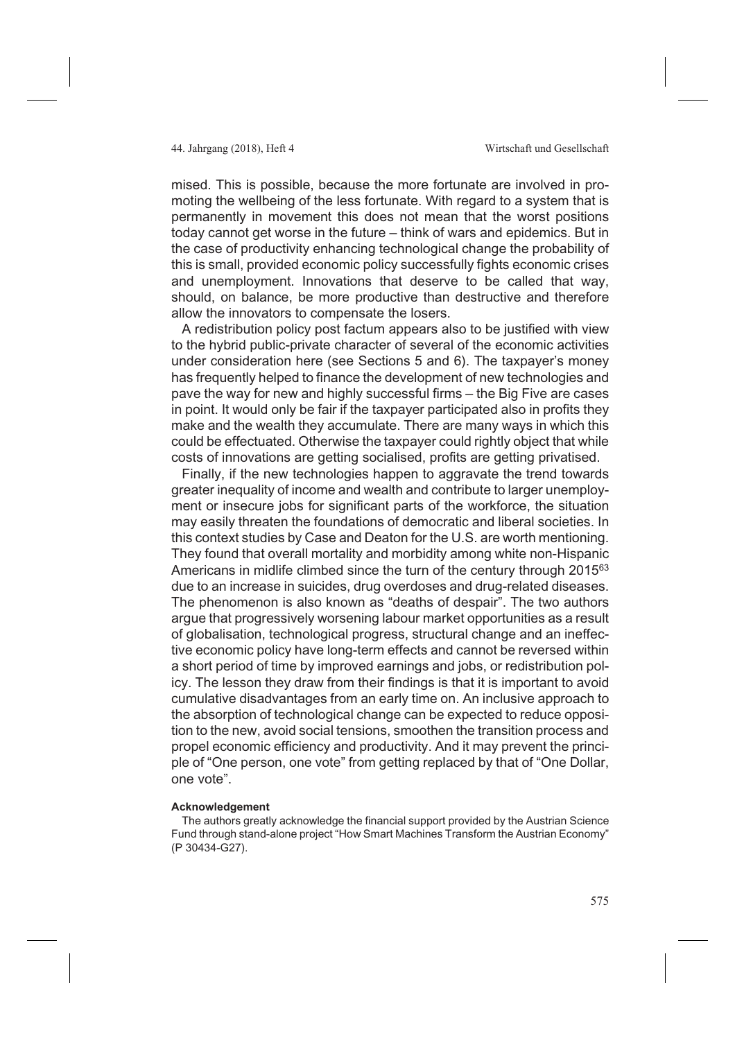mised. This is possible, because the more fortunate are involved in promoting the wellbeing of the less fortunate. With regard to a system that is permanently in movement this does not mean that the worst positions today cannot get worse in the future – think of wars and epidemics. But in the case of productivity enhancing technological change the probability of this is small, provided economic policy successfully fights economic crises and unemployment. Innovations that deserve to be called that way, should, on balance, be more productive than destructive and therefore allow the innovators to compensate the losers.

A redistribution policy post factum appears also to be justified with view to the hybrid public-private character of several of the economic activities under consideration here (see Sections 5 and 6). The taxpayer's money has frequently helped to finance the development of new technologies and pave the way for new and highly successful firms – the Big Five are cases in point. It would only be fair if the taxpayer participated also in profits they make and the wealth they accumulate. There are many ways in which this could be effectuated. Otherwise the taxpayer could rightly object that while costs of innovations are getting socialised, profits are getting privatised.

Finally, if the new technologies happen to aggravate the trend towards greater inequality of income and wealth and contribute to larger unemployment or insecure jobs for significant parts of the workforce, the situation may easily threaten the foundations of democratic and liberal societies. In this context studies by Case and Deaton for the U.S. are worth mentioning. They found that overall mortality and morbidity among white non-Hispanic Americans in midlife climbed since the turn of the century through 2015[63] due to an increase in suicides, drug overdoses and drug-related diseases. The phenomenon is also known as "deaths of despair". The two authors argue that progressively worsening labour market opportunities as a result of globalisation, technological progress, structural change and an ineffective economic policy have long-term effects and cannot be reversed within a short period of time by improved earnings and jobs, or redistribution policy. The lesson they draw from their findings is that it is important to avoid cumulative disadvantages from an early time on. An inclusive approach to the absorption of technological change can be expected to reduce opposition to the new, avoid social tensions, smoothen the transition process and propel economic efficiency and productivity. And it may prevent the principle of "One person, one vote" from getting replaced by that of "One Dollar, one vote".

**Acknowledgement**

The authors greatly acknowledge the financial support provided by the Austrian Science Fund through stand-alone project "How Smart Machines Transform the Austrian Economy" (P 30434-G27).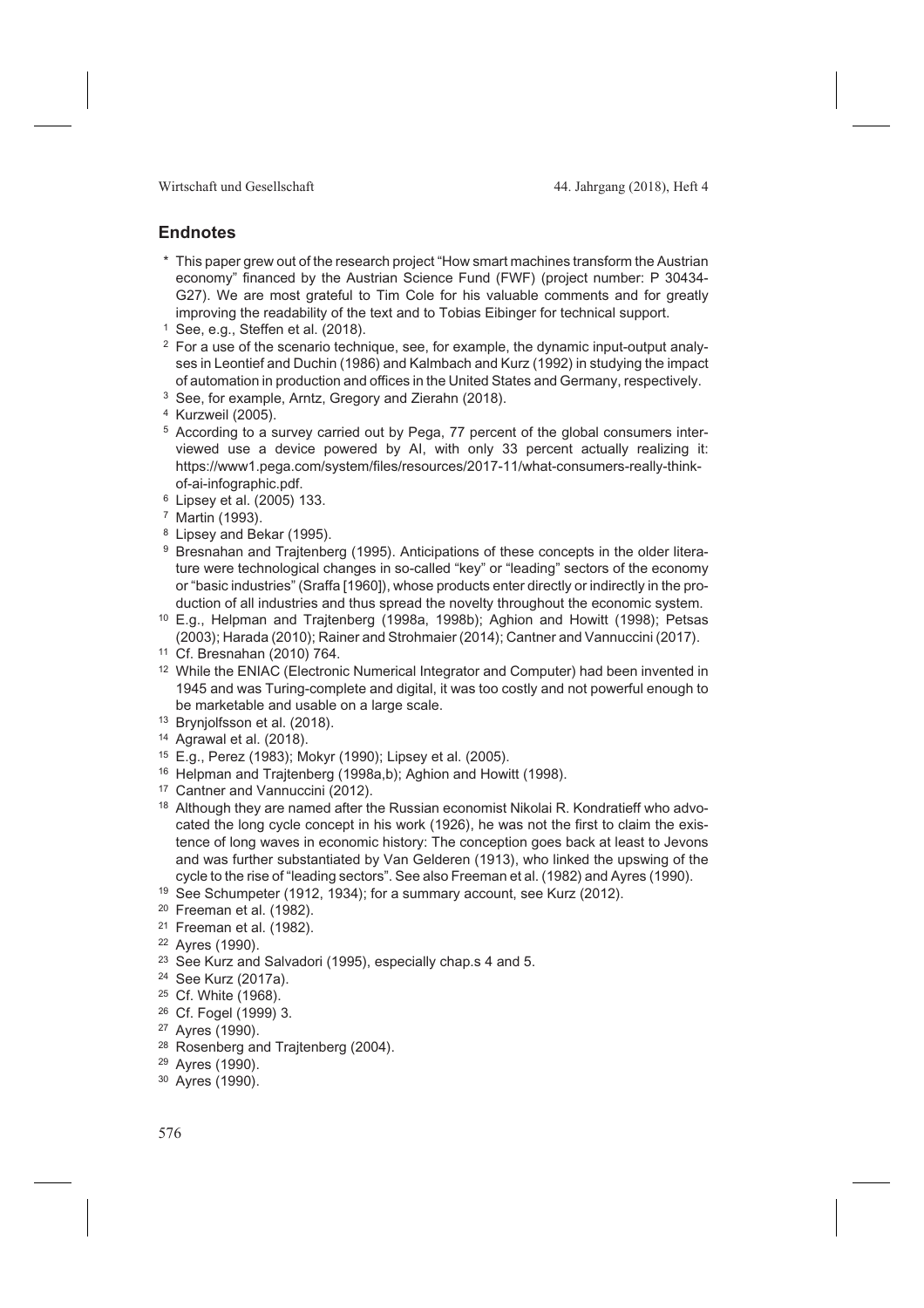## Endnotes

\* This paper grew out of the research project "How smart machines transform the Austrian economy" financed by the Austrian Science Fund (FWF) (project number: P 30434-G27). We are most grateful to Tim Cole for his valuable comments and for greatly improving the readability of the text and to Tobias Eibinger for technical support.

[1] See, e.g., Steffen et al. (2018).

[2] For a use of the scenario technique, see, for example, the dynamic input-output analyses in Leontief and Duchin (1986) and Kalmbach and Kurz (1992) in studying the impact of automation in production and offices in the United States and Germany, respectively.

[3] See, for example, Arntz, Gregory and Zierahn (2018).

[4] Kurzweil (2005).

[5] According to a survey carried out by Pega, 77 percent of the global consumers interviewed use a device powered by AI, with only 33 percent actually realizing it: https://www1.pega.com/system/files/resources/2017-11/what-consumers-really-think-of-ai-infographic.pdf.

[6] Lipsey et al. (2005) 133.

[7] Martin (1993).

[8] Lipsey and Bekar (1995).

[9] Bresnahan and Trajtenberg (1995). Anticipations of these concepts in the older literature were technological changes in so-called "key" or "leading" sectors of the economy or "basic industries" (Sraffa [1960]), whose products enter directly or indirectly in the production of all industries and thus spread the novelty throughout the economic system.

[10] E.g., Helpman and Trajtenberg (1998a, 1998b); Aghion and Howitt (1998); Petsas (2003); Harada (2010); Rainer and Strohmaier (2014); Cantner and Vannuccini (2017).

[11] Cf. Bresnahan (2010) 764.

[12] While the ENIAC (Electronic Numerical Integrator and Computer) had been invented in 1945 and was Turing-complete and digital, it was too costly and not powerful enough to be marketable and usable on a large scale.

[13] Brynjolfsson et al. (2018).

[14] Agrawal et al. (2018).

[15] E.g., Perez (1983); Mokyr (1990); Lipsey et al. (2005).

[16] Helpman and Trajtenberg (1998a,b); Aghion and Howitt (1998).

[17] Cantner and Vannuccini (2012).

[18] Although they are named after the Russian economist Nikolai R. Kondratieff who advocated the long cycle concept in his work (1926), he was not the first to claim the existence of long waves in economic history: The conception goes back at least to Jevons and was further substantiated by Van Gelderen (1913), who linked the upswing of the cycle to the rise of "leading sectors". See also Freeman et al. (1982) and Ayres (1990).

[19] See Schumpeter (1912, 1934); for a summary account, see Kurz (2012).

[20] Freeman et al. (1982).

[21] Freeman et al. (1982).

[22] Ayres (1990).

[23] See Kurz and Salvadori (1995), especially chap.s 4 and 5.

[24] See Kurz (2017a).

[25] Cf. White (1968).

[26] Cf. Fogel (1999) 3.

[27] Ayres (1990).

[28] Rosenberg and Trajtenberg (2004).

[29] Ayres (1990).

[30] Ayres (1990).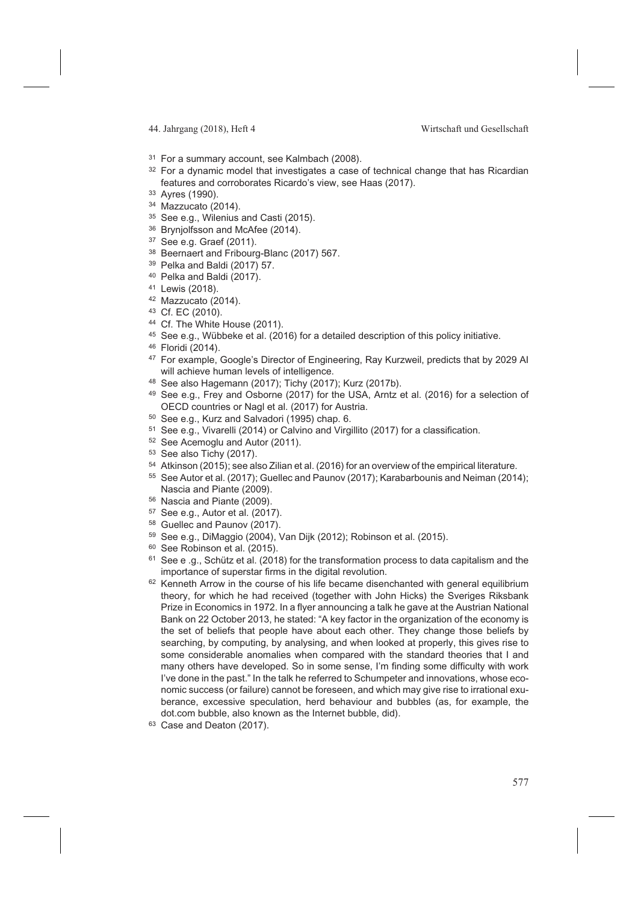[31] For a summary account, see Kalmbach (2008).

[32] For a dynamic model that investigates a case of technical change that has Ricardian features and corroborates Ricardo's view, see Haas (2017).

[33] Ayres (1990).

[34] Mazzucato (2014).

[35] See e.g., Wilenius and Casti (2015).

[36] Brynjolfsson and McAfee (2014).

[37] See e.g. Graef (2011).

[38] Beernaert and Fribourg-Blanc (2017) 567.

[39] Pelka and Baldi (2017) 57.

[40] Pelka and Baldi (2017).

[41] Lewis (2018).

[42] Mazzucato (2014).

[43] Cf. EC (2010).

[44] Cf. The White House (2011).

[45] See e.g., Wübbeke et al. (2016) for a detailed description of this policy initiative.

[46] Floridi (2014).

[47] For example, Google's Director of Engineering, Ray Kurzweil, predicts that by 2029 AI will achieve human levels of intelligence.

[48] See also Hagemann (2017); Tichy (2017); Kurz (2017b).

[49] See e.g., Frey and Osborne (2017) for the USA, Arntz et al. (2016) for a selection of OECD countries or Nagl et al. (2017) for Austria.

[50] See e.g., Kurz and Salvadori (1995) chap. 6.

[51] See e.g., Vivarelli (2014) or Calvino and Virgillito (2017) for a classification.

[52] See Acemoglu and Autor (2011).

[53] See also Tichy (2017).

[54] Atkinson (2015); see also Zilian et al. (2016) for an overview of the empirical literature.

[55] See Autor et al. (2017); Guellec and Paunov (2017); Karabarbounis and Neiman (2014); Nascia and Piante (2009).

[56] Nascia and Piante (2009).

[57] See e.g., Autor et al. (2017).

[58] Guellec and Paunov (2017).

[59] See e.g., DiMaggio (2004), Van Dijk (2012); Robinson et al. (2015).

[60] See Robinson et al. (2015).

[61] See e .g., Schütz et al. (2018) for the transformation process to data capitalism and the importance of superstar firms in the digital revolution.

[62] Kenneth Arrow in the course of his life became disenchanted with general equilibrium theory, for which he had received (together with John Hicks) the Sveriges Riksbank Prize in Economics in 1972. In a flyer announcing a talk he gave at the Austrian National Bank on 22 October 2013, he stated: "A key factor in the organization of the economy is the set of beliefs that people have about each other. They change those beliefs by searching, by computing, by analysing, and when looked at properly, this gives rise to some considerable anomalies when compared with the standard theories that I and many others have developed. So in some sense, I'm finding some difficulty with work I've done in the past." In the talk he referred to Schumpeter and innovations, whose economic success (or failure) cannot be foreseen, and which may give rise to irrational exuberance, excessive speculation, herd behaviour and bubbles (as, for example, the dot.com bubble, also known as the Internet bubble, did).

[63] Case and Deaton (2017).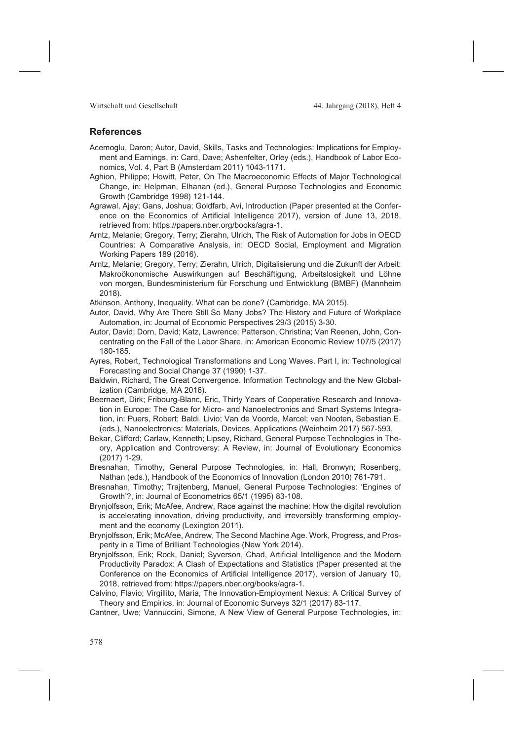## References

Acemoglu, Daron; Autor, David, Skills, Tasks and Technologies: Implications for Employment and Earnings, in: Card, Dave; Ashenfelter, Orley (eds.), Handbook of Labor Economics, Vol. 4, Part B (Amsterdam 2011) 1043-1171.

Aghion, Philippe; Howitt, Peter, On The Macroeconomic Effects of Major Technological Change, in: Helpman, Elhanan (ed.), General Purpose Technologies and Economic Growth (Cambridge 1998) 121-144.

Agrawal, Ajay; Gans, Joshua; Goldfarb, Avi, Introduction (Paper presented at the Conference on the Economics of Artificial Intelligence 2017), version of June 13, 2018, retrieved from: https://papers.nber.org/books/agra-1.

Arntz, Melanie; Gregory, Terry; Zierahn, Ulrich, The Risk of Automation for Jobs in OECD Countries: A Comparative Analysis, in: OECD Social, Employment and Migration Working Papers 189 (2016).

Arntz, Melanie; Gregory, Terry; Zierahn, Ulrich, Digitalisierung und die Zukunft der Arbeit: Makroökonomische Auswirkungen auf Beschäftigung, Arbeitslosigkeit und Löhne von morgen, Bundesministerium für Forschung und Entwicklung (BMBF) (Mannheim 2018).

Atkinson, Anthony, Inequality. What can be done? (Cambridge, MA 2015).

Autor, David, Why Are There Still So Many Jobs? The History and Future of Workplace Automation, in: Journal of Economic Perspectives 29/3 (2015) 3-30.

Autor, David; Dorn, David; Katz, Lawrence; Patterson, Christina; Van Reenen, John, Concentrating on the Fall of the Labor Share, in: American Economic Review 107/5 (2017) 180-185.

Ayres, Robert, Technological Transformations and Long Waves. Part I, in: Technological Forecasting and Social Change 37 (1990) 1-37.

Baldwin, Richard, The Great Convergence. Information Technology and the New Globalization (Cambridge, MA 2016).

Beernaert, Dirk; Fribourg-Blanc, Eric, Thirty Years of Cooperative Research and Innovation in Europe: The Case for Micro- and Nanoelectronics and Smart Systems Integration, in: Puers, Robert; Baldi, Livio; Van de Voorde, Marcel; van Nooten, Sebastian E. (eds.), Nanoelectronics: Materials, Devices, Applications (Weinheim 2017) 567-593.

Bekar, Clifford; Carlaw, Kenneth; Lipsey, Richard, General Purpose Technologies in Theory, Application and Controversy: A Review, in: Journal of Evolutionary Economics (2017) 1-29.

Bresnahan, Timothy, General Purpose Technologies, in: Hall, Bronwyn; Rosenberg, Nathan (eds.), Handbook of the Economics of Innovation (London 2010) 761-791.

Bresnahan, Timothy; Trajtenberg, Manuel, General Purpose Technologies: 'Engines of Growth'?, in: Journal of Econometrics 65/1 (1995) 83-108.

Brynjolfsson, Erik; McAfee, Andrew, Race against the machine: How the digital revolution is accelerating innovation, driving productivity, and irreversibly transforming employment and the economy (Lexington 2011).

Brynjolfsson, Erik; McAfee, Andrew, The Second Machine Age. Work, Progress, and Prosperity in a Time of Brilliant Technologies (New York 2014).

Brynjolfsson, Erik; Rock, Daniel; Syverson, Chad, Artificial Intelligence and the Modern Productivity Paradox: A Clash of Expectations and Statistics (Paper presented at the Conference on the Economics of Artificial Intelligence 2017), version of January 10, 2018, retrieved from: https://papers.nber.org/books/agra-1.

Calvino, Flavio; Virgillito, Maria, The Innovation-Employment Nexus: A Critical Survey of Theory and Empirics, in: Journal of Economic Surveys 32/1 (2017) 83-117.

Cantner, Uwe; Vannuccini, Simone, A New View of General Purpose Technologies, in: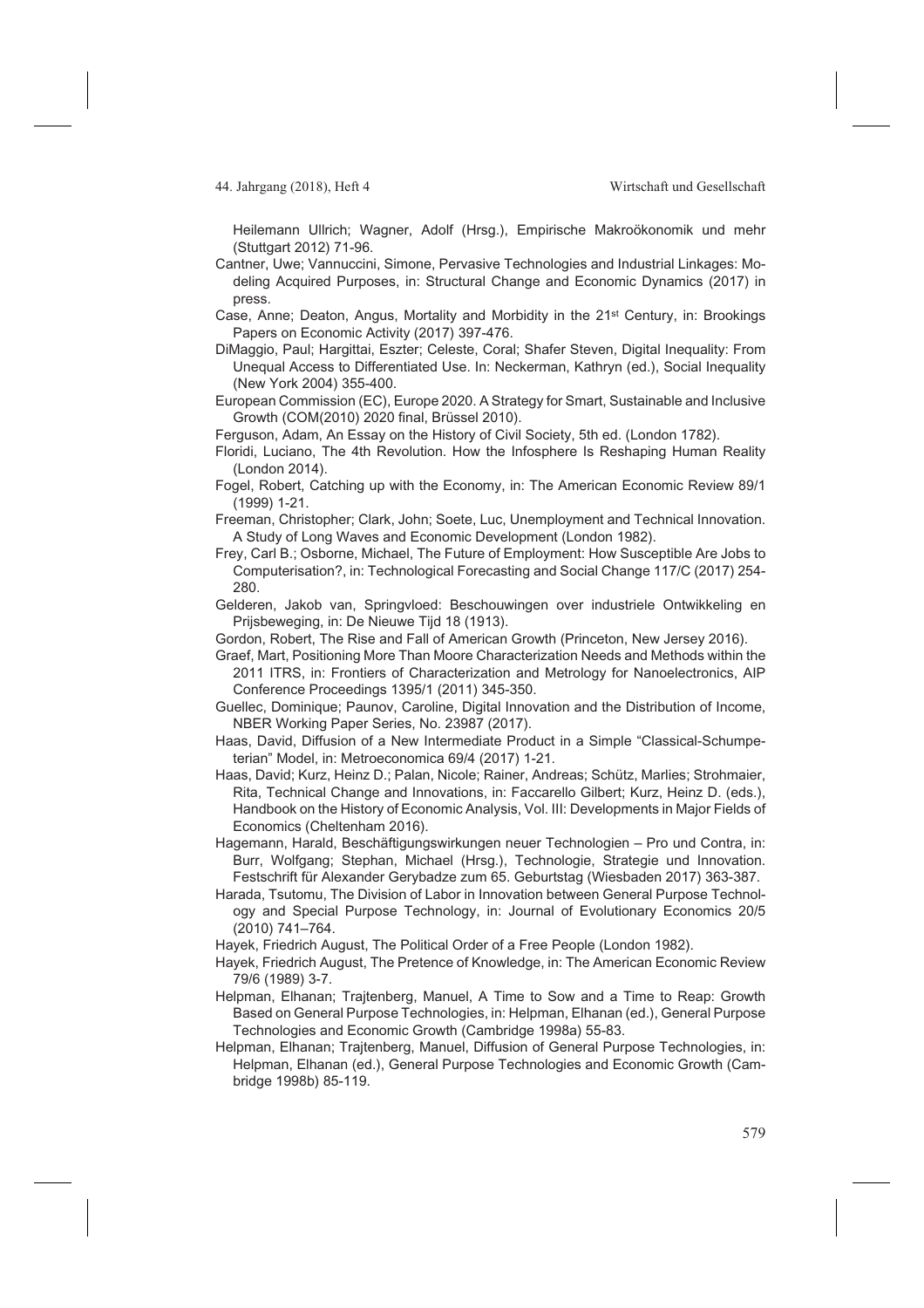Heilemann Ullrich; Wagner, Adolf (Hrsg.), Empirische Makroökonomik und mehr (Stuttgart 2012) 71-96.

Cantner, Uwe; Vannuccini, Simone, Pervasive Technologies and Industrial Linkages: Modeling Acquired Purposes, in: Structural Change and Economic Dynamics (2017) in press.

Case, Anne; Deaton, Angus, Mortality and Morbidity in the 21st Century, in: Brookings Papers on Economic Activity (2017) 397-476.

DiMaggio, Paul; Hargittai, Eszter; Celeste, Coral; Shafer Steven, Digital Inequality: From Unequal Access to Differentiated Use. In: Neckerman, Kathryn (ed.), Social Inequality (New York 2004) 355-400.

European Commission (EC), Europe 2020. A Strategy for Smart, Sustainable and Inclusive Growth (COM(2010) 2020 final, Brüssel 2010).

Ferguson, Adam, An Essay on the History of Civil Society, 5th ed. (London 1782).

Floridi, Luciano, The 4th Revolution. How the Infosphere Is Reshaping Human Reality (London 2014).

Fogel, Robert, Catching up with the Economy, in: The American Economic Review 89/1 (1999) 1-21.

Freeman, Christopher; Clark, John; Soete, Luc, Unemployment and Technical Innovation. A Study of Long Waves and Economic Development (London 1982).

Frey, Carl B.; Osborne, Michael, The Future of Employment: How Susceptible Are Jobs to Computerisation?, in: Technological Forecasting and Social Change 117/C (2017) 254-280.

Gelderen, Jakob van, Springvloed: Beschouwingen over industriele Ontwikkeling en Prijsbeweging, in: De Nieuwe Tijd 18 (1913).

Gordon, Robert, The Rise and Fall of American Growth (Princeton, New Jersey 2016).

Graef, Mart, Positioning More Than Moore Characterization Needs and Methods within the 2011 ITRS, in: Frontiers of Characterization and Metrology for Nanoelectronics, AIP Conference Proceedings 1395/1 (2011) 345-350.

Guellec, Dominique; Paunov, Caroline, Digital Innovation and the Distribution of Income, NBER Working Paper Series, No. 23987 (2017).

Haas, David, Diffusion of a New Intermediate Product in a Simple "Classical-Schumpeterian" Model, in: Metroeconomica 69/4 (2017) 1-21.

Haas, David; Kurz, Heinz D.; Palan, Nicole; Rainer, Andreas; Schütz, Marlies; Strohmaier, Rita, Technical Change and Innovations, in: Faccarello Gilbert; Kurz, Heinz D. (eds.), Handbook on the History of Economic Analysis, Vol. III: Developments in Major Fields of Economics (Cheltenham 2016).

Hagemann, Harald, Beschäftigungswirkungen neuer Technologien – Pro und Contra, in: Burr, Wolfgang; Stephan, Michael (Hrsg.), Technologie, Strategie und Innovation. Festschrift für Alexander Gerybadze zum 65. Geburtstag (Wiesbaden 2017) 363-387.

Harada, Tsutomu, The Division of Labor in Innovation between General Purpose Technology and Special Purpose Technology, in: Journal of Evolutionary Economics 20/5 (2010) 741–764.

Hayek, Friedrich August, The Political Order of a Free People (London 1982).

Hayek, Friedrich August, The Pretence of Knowledge, in: The American Economic Review 79/6 (1989) 3-7.

Helpman, Elhanan; Trajtenberg, Manuel, A Time to Sow and a Time to Reap: Growth Based on General Purpose Technologies, in: Helpman, Elhanan (ed.), General Purpose Technologies and Economic Growth (Cambridge 1998a) 55-83.

Helpman, Elhanan; Trajtenberg, Manuel, Diffusion of General Purpose Technologies, in: Helpman, Elhanan (ed.), General Purpose Technologies and Economic Growth (Cambridge 1998b) 85-119.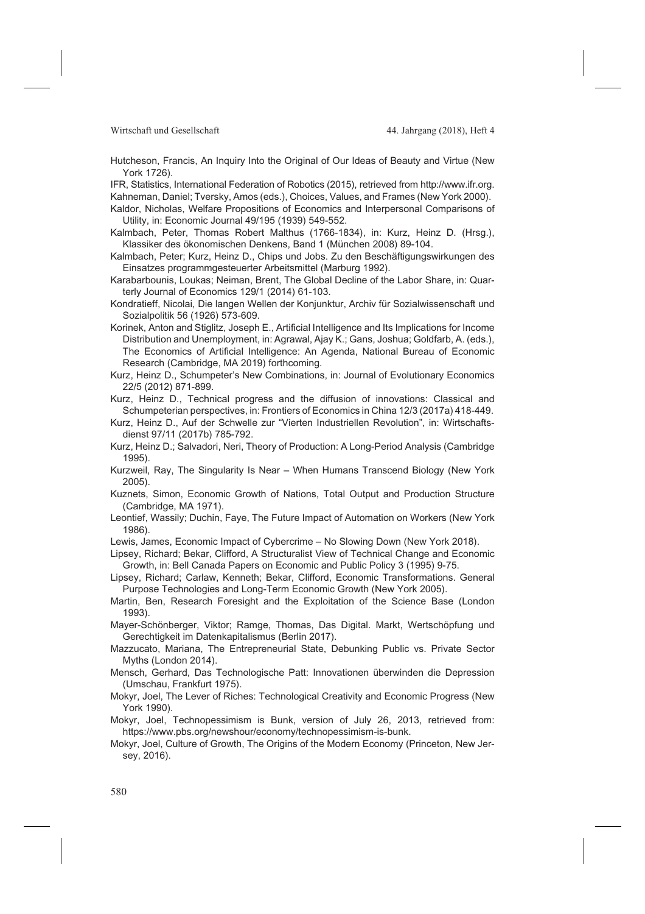Hutcheson, Francis, An Inquiry Into the Original of Our Ideas of Beauty and Virtue (New York 1726).

IFR, Statistics, International Federation of Robotics (2015), retrieved from http://www.ifr.org.

Kahneman, Daniel; Tversky, Amos (eds.), Choices, Values, and Frames (New York 2000).

Kaldor, Nicholas, Welfare Propositions of Economics and Interpersonal Comparisons of Utility, in: Economic Journal 49/195 (1939) 549-552.

Kalmbach, Peter, Thomas Robert Malthus (1766-1834), in: Kurz, Heinz D. (Hrsg.), Klassiker des ökonomischen Denkens, Band 1 (München 2008) 89-104.

Kalmbach, Peter; Kurz, Heinz D., Chips und Jobs. Zu den Beschäftigungswirkungen des Einsatzes programmgesteuerter Arbeitsmittel (Marburg 1992).

Karabarbounis, Loukas; Neiman, Brent, The Global Decline of the Labor Share, in: Quarterly Journal of Economics 129/1 (2014) 61-103.

Kondratieff, Nicolai, Die langen Wellen der Konjunktur, Archiv für Sozialwissenschaft und Sozialpolitik 56 (1926) 573-609.

Korinek, Anton and Stiglitz, Joseph E., Artificial Intelligence and Its Implications for Income Distribution and Unemployment, in: Agrawal, Ajay K.; Gans, Joshua; Goldfarb, A. (eds.), The Economics of Artificial Intelligence: An Agenda, National Bureau of Economic Research (Cambridge, MA 2019) forthcoming.

Kurz, Heinz D., Schumpeter's New Combinations, in: Journal of Evolutionary Economics 22/5 (2012) 871-899.

Kurz, Heinz D., Technical progress and the diffusion of innovations: Classical and Schumpeterian perspectives, in: Frontiers of Economics in China 12/3 (2017a) 418-449.

Kurz, Heinz D., Auf der Schwelle zur "Vierten Industriellen Revolution", in: Wirtschaftsdienst 97/11 (2017b) 785-792.

Kurz, Heinz D.; Salvadori, Neri, Theory of Production: A Long-Period Analysis (Cambridge 1995).

Kurzweil, Ray, The Singularity Is Near – When Humans Transcend Biology (New York 2005).

Kuznets, Simon, Economic Growth of Nations, Total Output and Production Structure (Cambridge, MA 1971).

Leontief, Wassily; Duchin, Faye, The Future Impact of Automation on Workers (New York 1986).

Lewis, James, Economic Impact of Cybercrime – No Slowing Down (New York 2018).

Lipsey, Richard; Bekar, Clifford, A Structuralist View of Technical Change and Economic Growth, in: Bell Canada Papers on Economic and Public Policy 3 (1995) 9-75.

Lipsey, Richard; Carlaw, Kenneth; Bekar, Clifford, Economic Transformations. General Purpose Technologies and Long-Term Economic Growth (New York 2005).

Martin, Ben, Research Foresight and the Exploitation of the Science Base (London 1993).

Mayer-Schönberger, Viktor; Ramge, Thomas, Das Digital. Markt, Wertschöpfung und Gerechtigkeit im Datenkapitalismus (Berlin 2017).

Mazzucato, Mariana, The Entrepreneurial State, Debunking Public vs. Private Sector Myths (London 2014).

Mensch, Gerhard, Das Technologische Patt: Innovationen überwinden die Depression (Umschau, Frankfurt 1975).

Mokyr, Joel, The Lever of Riches: Technological Creativity and Economic Progress (New York 1990).

Mokyr, Joel, Technopessimism is Bunk, version of July 26, 2013, retrieved from: https://www.pbs.org/newshour/economy/technopessimism-is-bunk.

Mokyr, Joel, Culture of Growth, The Origins of the Modern Economy (Princeton, New Jersey, 2016).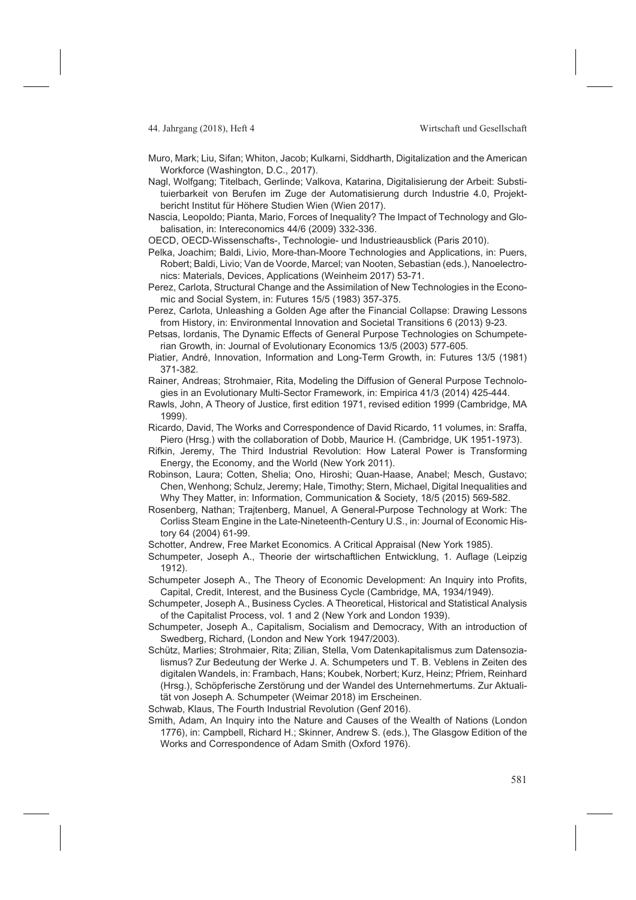Muro, Mark; Liu, Sifan; Whiton, Jacob; Kulkarni, Siddharth, Digitalization and the American Workforce (Washington, D.C., 2017).

Nagl, Wolfgang; Titelbach, Gerlinde; Valkova, Katarina, Digitalisierung der Arbeit: Substituierbarkeit von Berufen im Zuge der Automatisierung durch Industrie 4.0, Projektbericht Institut für Höhere Studien Wien (Wien 2017).

Nascia, Leopoldo; Pianta, Mario, Forces of Inequality? The Impact of Technology and Globalisation, in: Intereconomics 44/6 (2009) 332-336.

OECD, OECD-Wissenschafts-, Technologie- und Industrieausblick (Paris 2010).

Pelka, Joachim; Baldi, Livio, More-than-Moore Technologies and Applications, in: Puers, Robert; Baldi, Livio; Van de Voorde, Marcel; van Nooten, Sebastian (eds.), Nanoelectronics: Materials, Devices, Applications (Weinheim 2017) 53-71.

Perez, Carlota, Structural Change and the Assimilation of New Technologies in the Economic and Social System, in: Futures 15/5 (1983) 357-375.

Perez, Carlota, Unleashing a Golden Age after the Financial Collapse: Drawing Lessons from History, in: Environmental Innovation and Societal Transitions 6 (2013) 9-23.

Petsas, Iordanis, The Dynamic Effects of General Purpose Technologies on Schumpeterian Growth, in: Journal of Evolutionary Economics 13/5 (2003) 577-605.

Piatier, André, Innovation, Information and Long-Term Growth, in: Futures 13/5 (1981) 371-382.

Rainer, Andreas; Strohmaier, Rita, Modeling the Diffusion of General Purpose Technologies in an Evolutionary Multi-Sector Framework, in: Empirica 41/3 (2014) 425-444.

Rawls, John, A Theory of Justice, first edition 1971, revised edition 1999 (Cambridge, MA 1999).

Ricardo, David, The Works and Correspondence of David Ricardo, 11 volumes, in: Sraffa, Piero (Hrsg.) with the collaboration of Dobb, Maurice H. (Cambridge, UK 1951-1973).

Rifkin, Jeremy, The Third Industrial Revolution: How Lateral Power is Transforming Energy, the Economy, and the World (New York 2011).

Robinson, Laura; Cotten, Shelia; Ono, Hiroshi; Quan-Haase, Anabel; Mesch, Gustavo; Chen, Wenhong; Schulz, Jeremy; Hale, Timothy; Stern, Michael, Digital Inequalities and Why They Matter, in: Information, Communication & Society, 18/5 (2015) 569-582.

Rosenberg, Nathan; Trajtenberg, Manuel, A General-Purpose Technology at Work: The Corliss Steam Engine in the Late-Nineteenth-Century U.S., in: Journal of Economic History 64 (2004) 61-99.

Schotter, Andrew, Free Market Economics. A Critical Appraisal (New York 1985).

Schumpeter, Joseph A., Theorie der wirtschaftlichen Entwicklung, 1. Auflage (Leipzig 1912).

Schumpeter Joseph A., The Theory of Economic Development: An Inquiry into Profits, Capital, Credit, Interest, and the Business Cycle (Cambridge, MA, 1934/1949).

Schumpeter, Joseph A., Business Cycles. A Theoretical, Historical and Statistical Analysis of the Capitalist Process, vol. 1 and 2 (New York and London 1939).

Schumpeter, Joseph A., Capitalism, Socialism and Democracy, With an introduction of Swedberg, Richard, (London and New York 1947/2003).

Schütz, Marlies; Strohmaier, Rita; Zilian, Stella, Vom Datenkapitalismus zum Datensozialismus? Zur Bedeutung der Werke J. A. Schumpeters und T. B. Veblens in Zeiten des digitalen Wandels, in: Frambach, Hans; Koubek, Norbert; Kurz, Heinz; Pfriem, Reinhard (Hrsg.), Schöpferische Zerstörung und der Wandel des Unternehmertums. Zur Aktualität von Joseph A. Schumpeter (Weimar 2018) im Erscheinen.

Schwab, Klaus, The Fourth Industrial Revolution (Genf 2016).

Smith, Adam, An Inquiry into the Nature and Causes of the Wealth of Nations (London 1776), in: Campbell, Richard H.; Skinner, Andrew S. (eds.), The Glasgow Edition of the Works and Correspondence of Adam Smith (Oxford 1976).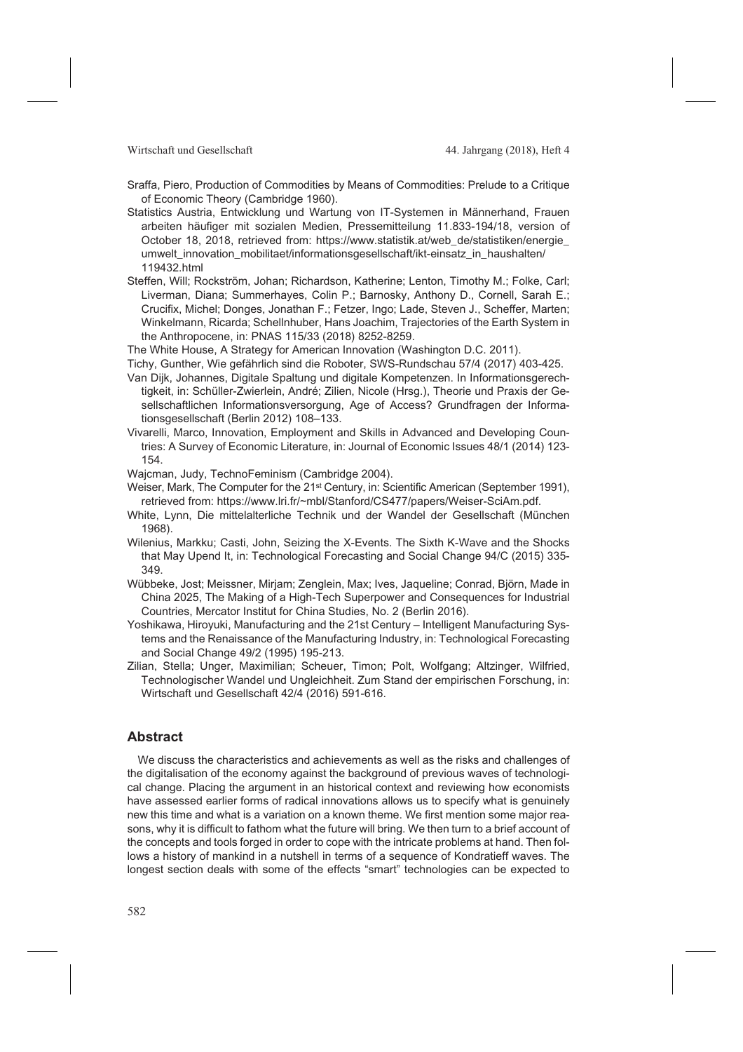Sraffa, Piero, Production of Commodities by Means of Commodities: Prelude to a Critique of Economic Theory (Cambridge 1960).

Statistics Austria, Entwicklung und Wartung von IT-Systemen in Männerhand, Frauen arbeiten häufiger mit sozialen Medien, Pressemitteilung 11.833-194/18, version of October 18, 2018, retrieved from: https://www.statistik.at/web_de/statistiken/energie_umwelt_innovation_mobilitaet/informationsgesellschaft/ikt-einsatz_in_haushalten/119432.html

Steffen, Will; Rockström, Johan; Richardson, Katherine; Lenton, Timothy M.; Folke, Carl; Liverman, Diana; Summerhayes, Colin P.; Barnosky, Anthony D., Cornell, Sarah E.; Crucifix, Michel; Donges, Jonathan F.; Fetzer, Ingo; Lade, Steven J., Scheffer, Marten; Winkelmann, Ricarda; Schellnhuber, Hans Joachim, Trajectories of the Earth System in the Anthropocene, in: PNAS 115/33 (2018) 8252-8259.

The White House, A Strategy for American Innovation (Washington D.C. 2011).

Tichy, Gunther, Wie gefährlich sind die Roboter, SWS-Rundschau 57/4 (2017) 403-425.

Van Dijk, Johannes, Digitale Spaltung und digitale Kompetenzen. In Informationsgerechtigkeit, in: Schüller-Zwierlein, André; Zilien, Nicole (Hrsg.), Theorie und Praxis der Gesellschaftlichen Informationsversorgung, Age of Access? Grundfragen der Informationsgesellschaft (Berlin 2012) 108–133.

Vivarelli, Marco, Innovation, Employment and Skills in Advanced and Developing Countries: A Survey of Economic Literature, in: Journal of Economic Issues 48/1 (2014) 123-154.

Wajcman, Judy, TechnoFeminism (Cambridge 2004).

Weiser, Mark, The Computer for the 21st Century, in: Scientific American (September 1991), retrieved from: https://www.lri.fr/~mbl/Stanford/CS477/papers/Weiser-SciAm.pdf.

White, Lynn, Die mittelalterliche Technik und der Wandel der Gesellschaft (München 1968).

Wilenius, Markku; Casti, John, Seizing the X-Events. The Sixth K-Wave and the Shocks that May Upend It, in: Technological Forecasting and Social Change 94/C (2015) 335-349.

Wübbeke, Jost; Meissner, Mirjam; Zenglein, Max; Ives, Jaqueline; Conrad, Björn, Made in China 2025, The Making of a High-Tech Superpower and Consequences for Industrial Countries, Mercator Institut for China Studies, No. 2 (Berlin 2016).

Yoshikawa, Hiroyuki, Manufacturing and the 21st Century – Intelligent Manufacturing Systems and the Renaissance of the Manufacturing Industry, in: Technological Forecasting and Social Change 49/2 (1995) 195-213.

Zilian, Stella; Unger, Maximilian; Scheuer, Timon; Polt, Wolfgang; Altzinger, Wilfried, Technologischer Wandel und Ungleichheit. Zum Stand der empirischen Forschung, in: Wirtschaft und Gesellschaft 42/4 (2016) 591-616.

## Abstract

We discuss the characteristics and achievements as well as the risks and challenges of the digitalisation of the economy against the background of previous waves of technological change. Placing the argument in an historical context and reviewing how economists have assessed earlier forms of radical innovations allows us to specify what is genuinely new this time and what is a variation on a known theme. We first mention some major reasons, why it is difficult to fathom what the future will bring. We then turn to a brief account of the concepts and tools forged in order to cope with the intricate problems at hand. Then follows a history of mankind in a nutshell in terms of a sequence of Kondratieff waves. The longest section deals with some of the effects "smart" technologies can be expected to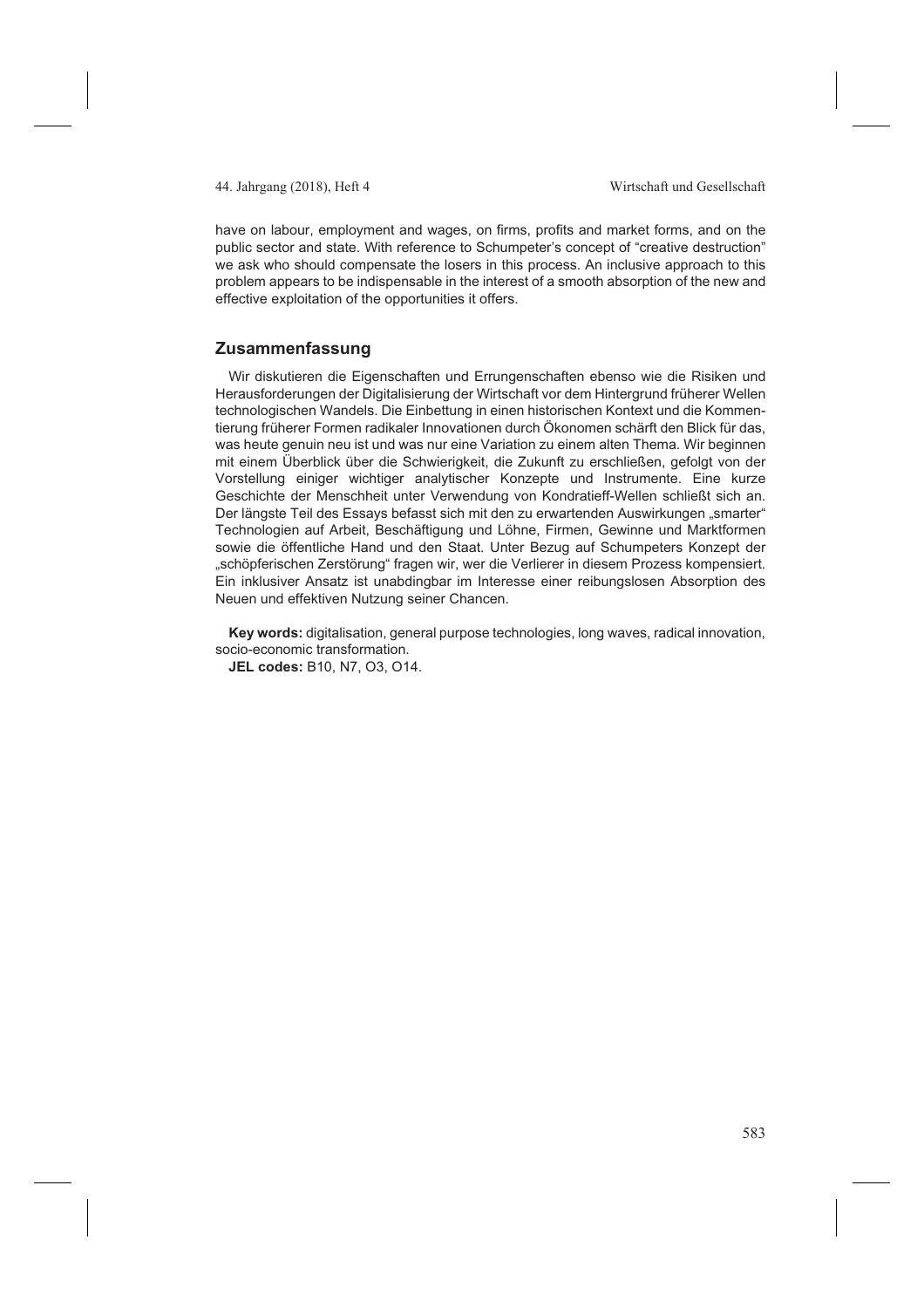have on labour, employment and wages, on firms, profits and market forms, and on the public sector and state. With reference to Schumpeter's concept of "creative destruction" we ask who should compensate the losers in this process. An inclusive approach to this problem appears to be indispensable in the interest of a smooth absorption of the new and effective exploitation of the opportunities it offers.

## Zusammenfassung

Wir diskutieren die Eigenschaften und Errungenschaften ebenso wie die Risiken und Herausforderungen der Digitalisierung der Wirtschaft vor dem Hintergrund früherer Wellen technologischen Wandels. Die Einbettung in einen historischen Kontext und die Kommentierung früherer Formen radikaler Innovationen durch Ökonomen schärft den Blick für das, was heute genuin neu ist und was nur eine Variation zu einem alten Thema. Wir beginnen mit einem Überblick über die Schwierigkeit, die Zukunft zu erschließen, gefolgt von der Vorstellung einiger wichtiger analytischer Konzepte und Instrumente. Eine kurze Geschichte der Menschheit unter Verwendung von Kondratieff-Wellen schließt sich an. Der längste Teil des Essays befasst sich mit den zu erwartenden Auswirkungen „smarter" Technologien auf Arbeit, Beschäftigung und Löhne, Firmen, Gewinne und Marktformen sowie die öffentliche Hand und den Staat. Unter Bezug auf Schumpeters Konzept der „schöpferischen Zerstörung" fragen wir, wer die Verlierer in diesem Prozess kompensiert. Ein inklusiver Ansatz ist unabdingbar im Interesse einer reibungslosen Absorption des Neuen und effektiven Nutzung seiner Chancen.

**Key words:** digitalisation, general purpose technologies, long waves, radical innovation, socio-economic transformation.

**JEL codes:** B10, N7, O3, O14.